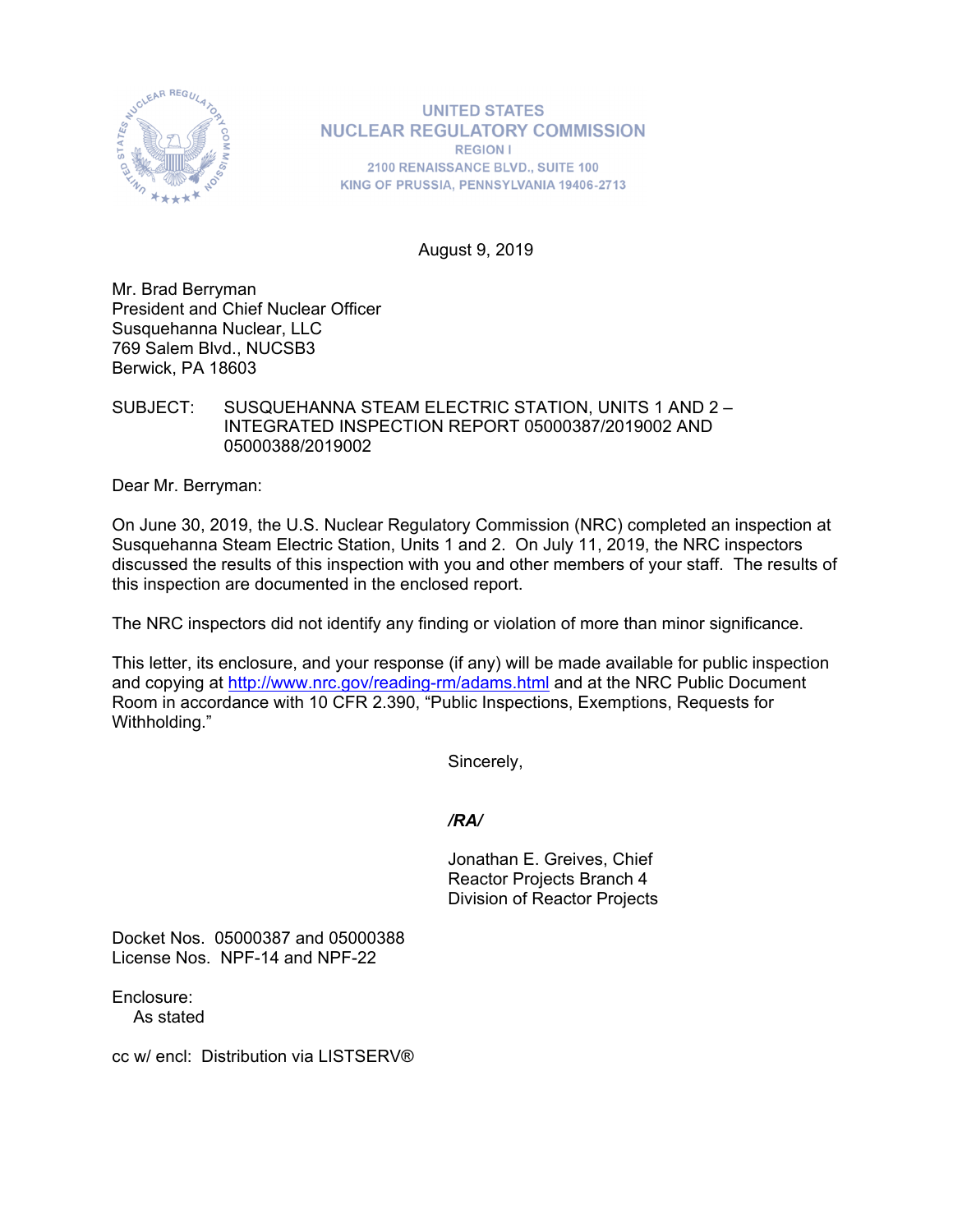UNITED STATES
NUCLEAR REGULATORY COMMISSION
REGION I
2100 RENAISSANCE BLVD., SUITE 100
KING OF PRUSSIA, PENNSYLVANIA 19406-2713

August 9, 2019

Mr. Brad Berryman
President and Chief Nuclear Officer
Susquehanna Nuclear, LLC
769 Salem Blvd., NUCSB3
Berwick, PA 18603

SUBJECT: SUSQUEHANNA STEAM ELECTRIC STATION, UNITS 1 AND 2 – INTEGRATED INSPECTION REPORT 05000387/2019002 AND 05000388/2019002

Dear Mr. Berryman:

On June 30, 2019, the U.S. Nuclear Regulatory Commission (NRC) completed an inspection at Susquehanna Steam Electric Station, Units 1 and 2. On July 11, 2019, the NRC inspectors discussed the results of this inspection with you and other members of your staff. The results of this inspection are documented in the enclosed report.

The NRC inspectors did not identify any finding or violation of more than minor significance.

This letter, its enclosure, and your response (if any) will be made available for public inspection and copying at http://www.nrc.gov/reading-rm/adams.html and at the NRC Public Document Room in accordance with 10 CFR 2.390, "Public Inspections, Exemptions, Requests for Withholding."

Sincerely,

*/RA/*

Jonathan E. Greives, Chief
Reactor Projects Branch 4
Division of Reactor Projects

Docket Nos. 05000387 and 05000388
License Nos. NPF-14 and NPF-22

Enclosure:
As stated

cc w/ encl: Distribution via LISTSERV®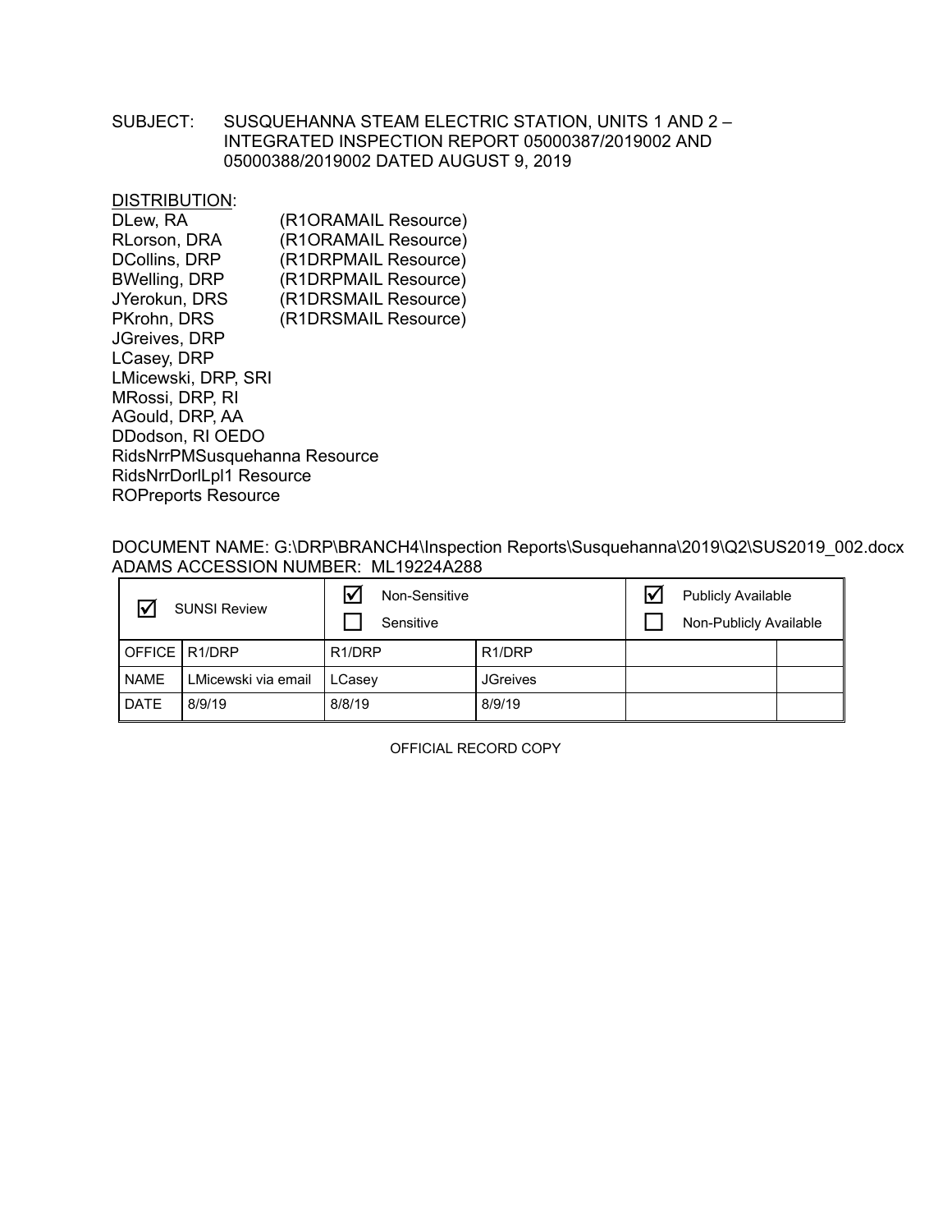SUBJECT: SUSQUEHANNA STEAM ELECTRIC STATION, UNITS 1 AND 2 – INTEGRATED INSPECTION REPORT 05000387/2019002 AND 05000388/2019002 DATED AUGUST 9, 2019

DISTRIBUTION:

DLew, RA (R1ORAMAIL Resource)
RLorson, DRA (R1ORAMAIL Resource)
DCollins, DRP (R1DRPMAIL Resource)
BWelling, DRP (R1DRPMAIL Resource)
JYerokun, DRS (R1DRSMAIL Resource)
PKrohn, DRS (R1DRSMAIL Resource)
JGreives, DRP
LCasey, DRP
LMicewski, DRP, SRI
MRossi, DRP, RI
AGould, DRP, AA
DDodson, RI OEDO
RidsNrrPMSusquehanna Resource
RidsNrrDorlLpl1 Resource
ROPreports Resource

DOCUMENT NAME: G:\DRP\BRANCH4\Inspection Reports\Susquehanna\2019\Q2\SUS2019_002.docx
ADAMS ACCESSION NUMBER: ML19224A288

| ☑ SUNSI Review | | ☑ Non-Sensitive ☐ Sensitive | | ☑ Publicly Available ☐ Non-Publicly Available | |
|---|---|---|---|---|---|
| OFFICE | R1/DRP | R1/DRP | R1/DRP | | |
| NAME | LMicewski via email | LCasey | JGreives | | |
| DATE | 8/9/19 | 8/8/19 | 8/9/19 | | |

OFFICIAL RECORD COPY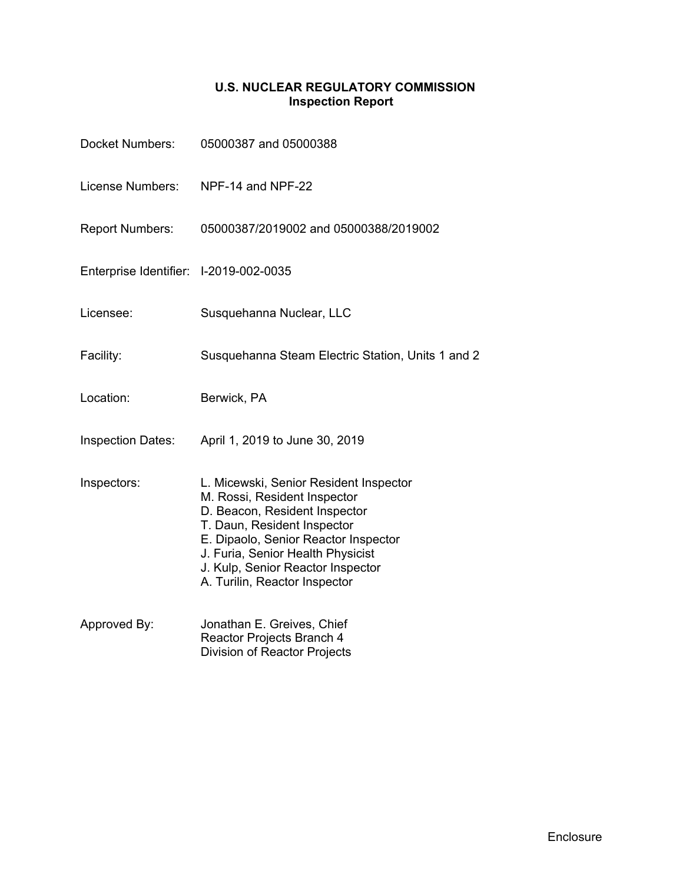# U.S. NUCLEAR REGULATORY COMMISSION
## Inspection Report

| | |
|---|---|
| Docket Numbers: | 05000387 and 05000388 |
| License Numbers: | NPF-14 and NPF-22 |
| Report Numbers: | 05000387/2019002 and 05000388/2019002 |
| Enterprise Identifier: | I-2019-002-0035 |
| Licensee: | Susquehanna Nuclear, LLC |
| Facility: | Susquehanna Steam Electric Station, Units 1 and 2 |
| Location: | Berwick, PA |
| Inspection Dates: | April 1, 2019 to June 30, 2019 |
| Inspectors: | L. Micewski, Senior Resident Inspector<br>M. Rossi, Resident Inspector<br>D. Beacon, Resident Inspector<br>T. Daun, Resident Inspector<br>E. Dipaolo, Senior Reactor Inspector<br>J. Furia, Senior Health Physicist<br>J. Kulp, Senior Reactor Inspector<br>A. Turilin, Reactor Inspector |
| Approved By: | Jonathan E. Greives, Chief<br>Reactor Projects Branch 4<br>Division of Reactor Projects |

Enclosure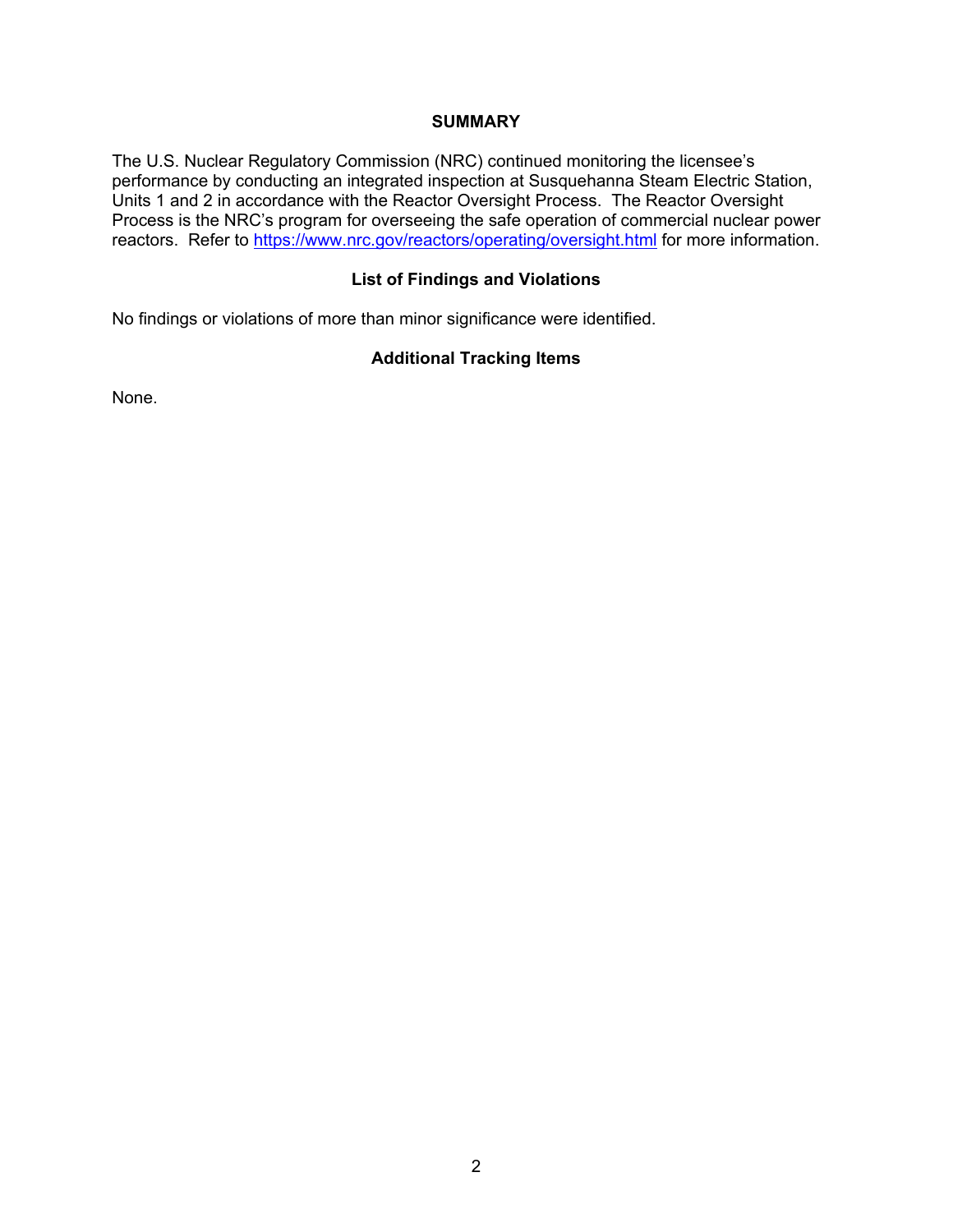## SUMMARY

The U.S. Nuclear Regulatory Commission (NRC) continued monitoring the licensee's performance by conducting an integrated inspection at Susquehanna Steam Electric Station, Units 1 and 2 in accordance with the Reactor Oversight Process. The Reactor Oversight Process is the NRC's program for overseeing the safe operation of commercial nuclear power reactors. Refer to https://www.nrc.gov/reactors/operating/oversight.html for more information.

## List of Findings and Violations

No findings or violations of more than minor significance were identified.

## Additional Tracking Items

None.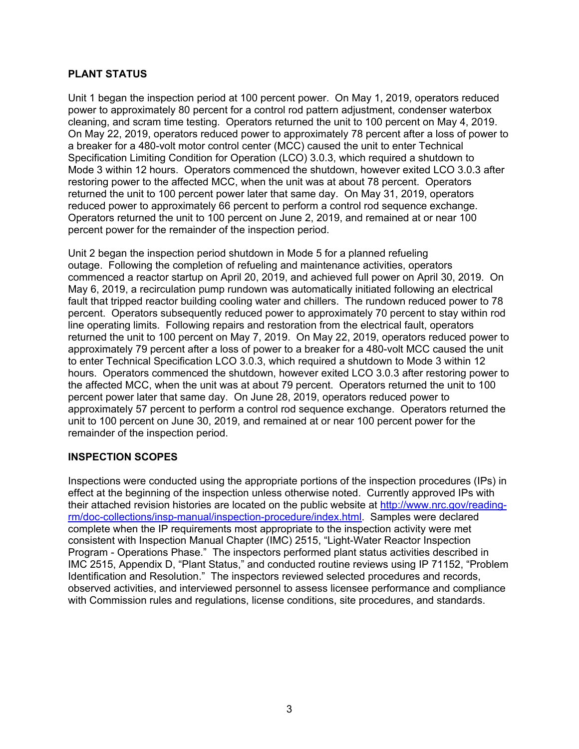## PLANT STATUS

Unit 1 began the inspection period at 100 percent power. On May 1, 2019, operators reduced power to approximately 80 percent for a control rod pattern adjustment, condenser waterbox cleaning, and scram time testing. Operators returned the unit to 100 percent on May 4, 2019. On May 22, 2019, operators reduced power to approximately 78 percent after a loss of power to a breaker for a 480-volt motor control center (MCC) caused the unit to enter Technical Specification Limiting Condition for Operation (LCO) 3.0.3, which required a shutdown to Mode 3 within 12 hours. Operators commenced the shutdown, however exited LCO 3.0.3 after restoring power to the affected MCC, when the unit was at about 78 percent. Operators returned the unit to 100 percent power later that same day. On May 31, 2019, operators reduced power to approximately 66 percent to perform a control rod sequence exchange. Operators returned the unit to 100 percent on June 2, 2019, and remained at or near 100 percent power for the remainder of the inspection period.

Unit 2 began the inspection period shutdown in Mode 5 for a planned refueling outage. Following the completion of refueling and maintenance activities, operators commenced a reactor startup on April 20, 2019, and achieved full power on April 30, 2019. On May 6, 2019, a recirculation pump rundown was automatically initiated following an electrical fault that tripped reactor building cooling water and chillers. The rundown reduced power to 78 percent. Operators subsequently reduced power to approximately 70 percent to stay within rod line operating limits. Following repairs and restoration from the electrical fault, operators returned the unit to 100 percent on May 7, 2019. On May 22, 2019, operators reduced power to approximately 79 percent after a loss of power to a breaker for a 480-volt MCC caused the unit to enter Technical Specification LCO 3.0.3, which required a shutdown to Mode 3 within 12 hours. Operators commenced the shutdown, however exited LCO 3.0.3 after restoring power to the affected MCC, when the unit was at about 79 percent. Operators returned the unit to 100 percent power later that same day. On June 28, 2019, operators reduced power to approximately 57 percent to perform a control rod sequence exchange. Operators returned the unit to 100 percent on June 30, 2019, and remained at or near 100 percent power for the remainder of the inspection period.

## INSPECTION SCOPES

Inspections were conducted using the appropriate portions of the inspection procedures (IPs) in effect at the beginning of the inspection unless otherwise noted. Currently approved IPs with their attached revision histories are located on the public website at [http://www.nrc.gov/reading-rm/doc-collections/insp-manual/inspection-procedure/index.html](http://www.nrc.gov/reading-rm/doc-collections/insp-manual/inspection-procedure/index.html). Samples were declared complete when the IP requirements most appropriate to the inspection activity were met consistent with Inspection Manual Chapter (IMC) 2515, "Light-Water Reactor Inspection Program - Operations Phase." The inspectors performed plant status activities described in IMC 2515, Appendix D, "Plant Status," and conducted routine reviews using IP 71152, "Problem Identification and Resolution." The inspectors reviewed selected procedures and records, observed activities, and interviewed personnel to assess licensee performance and compliance with Commission rules and regulations, license conditions, site procedures, and standards.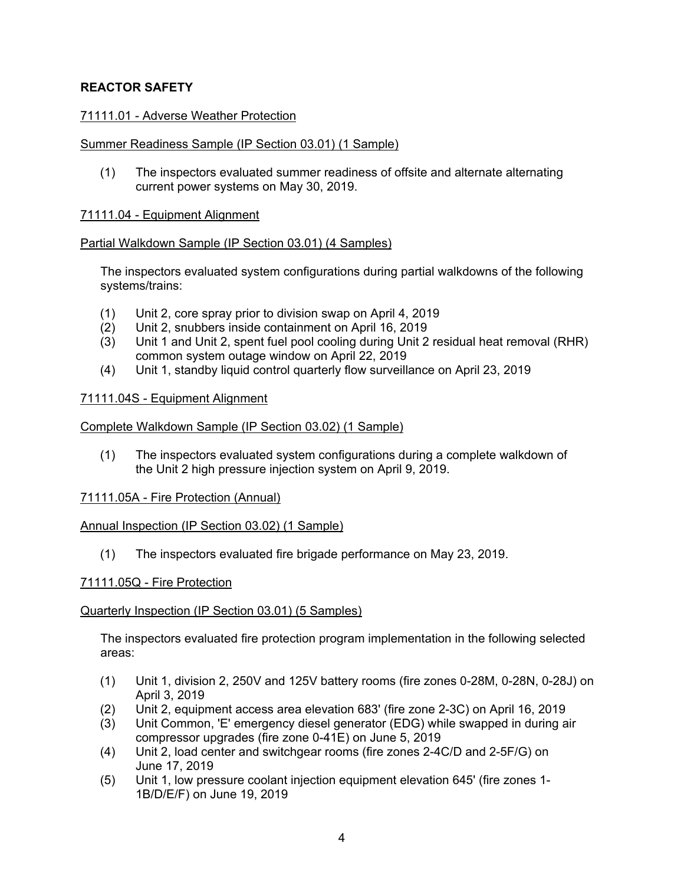## REACTOR SAFETY

71111.01 - Adverse Weather Protection

Summer Readiness Sample (IP Section 03.01) (1 Sample)

(1) The inspectors evaluated summer readiness of offsite and alternate alternating current power systems on May 30, 2019.

71111.04 - Equipment Alignment

Partial Walkdown Sample (IP Section 03.01) (4 Samples)

The inspectors evaluated system configurations during partial walkdowns of the following systems/trains:

(1) Unit 2, core spray prior to division swap on April 4, 2019
(2) Unit 2, snubbers inside containment on April 16, 2019
(3) Unit 1 and Unit 2, spent fuel pool cooling during Unit 2 residual heat removal (RHR) common system outage window on April 22, 2019
(4) Unit 1, standby liquid control quarterly flow surveillance on April 23, 2019

71111.04S - Equipment Alignment

Complete Walkdown Sample (IP Section 03.02) (1 Sample)

(1) The inspectors evaluated system configurations during a complete walkdown of the Unit 2 high pressure injection system on April 9, 2019.

71111.05A - Fire Protection (Annual)

Annual Inspection (IP Section 03.02) (1 Sample)

(1) The inspectors evaluated fire brigade performance on May 23, 2019.

71111.05Q - Fire Protection

Quarterly Inspection (IP Section 03.01) (5 Samples)

The inspectors evaluated fire protection program implementation in the following selected areas:

(1) Unit 1, division 2, 250V and 125V battery rooms (fire zones 0-28M, 0-28N, 0-28J) on April 3, 2019
(2) Unit 2, equipment access area elevation 683' (fire zone 2-3C) on April 16, 2019
(3) Unit Common, 'E' emergency diesel generator (EDG) while swapped in during air compressor upgrades (fire zone 0-41E) on June 5, 2019
(4) Unit 2, load center and switchgear rooms (fire zones 2-4C/D and 2-5F/G) on June 17, 2019
(5) Unit 1, low pressure coolant injection equipment elevation 645' (fire zones 1-1B/D/E/F) on June 19, 2019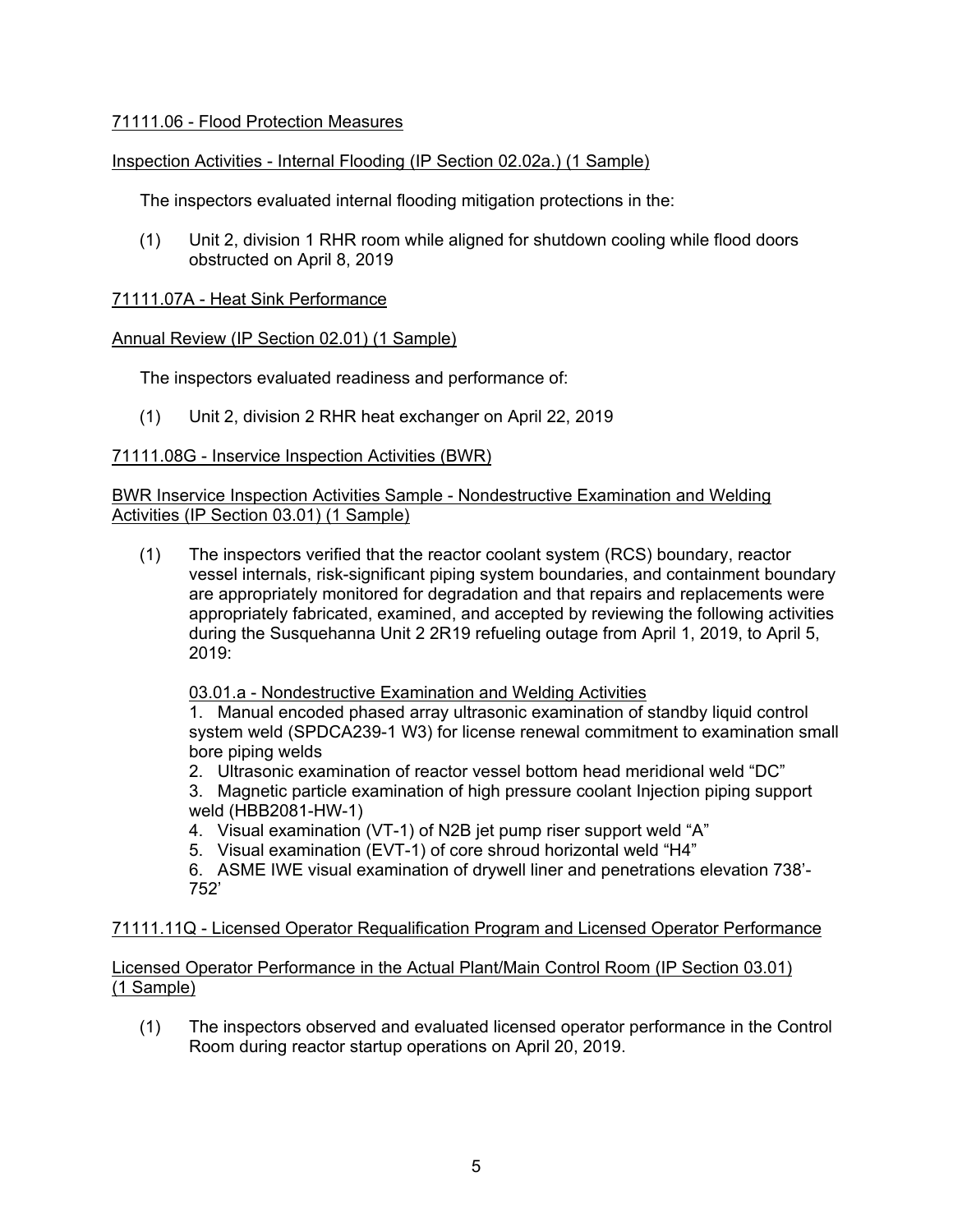## 71111.06 - Flood Protection Measures

### Inspection Activities - Internal Flooding (IP Section 02.02a.) (1 Sample)

The inspectors evaluated internal flooding mitigation protections in the:

(1) Unit 2, division 1 RHR room while aligned for shutdown cooling while flood doors obstructed on April 8, 2019

## 71111.07A - Heat Sink Performance

### Annual Review (IP Section 02.01) (1 Sample)

The inspectors evaluated readiness and performance of:

(1) Unit 2, division 2 RHR heat exchanger on April 22, 2019

## 71111.08G - Inservice Inspection Activities (BWR)

### BWR Inservice Inspection Activities Sample - Nondestructive Examination and Welding Activities (IP Section 03.01) (1 Sample)

(1) The inspectors verified that the reactor coolant system (RCS) boundary, reactor vessel internals, risk-significant piping system boundaries, and containment boundary are appropriately monitored for degradation and that repairs and replacements were appropriately fabricated, examined, and accepted by reviewing the following activities during the Susquehanna Unit 2 2R19 refueling outage from April 1, 2019, to April 5, 2019:

03.01.a - Nondestructive Examination and Welding Activities

1. Manual encoded phased array ultrasonic examination of standby liquid control system weld (SPDCA239-1 W3) for license renewal commitment to examination small bore piping welds
2. Ultrasonic examination of reactor vessel bottom head meridional weld "DC"
3. Magnetic particle examination of high pressure coolant Injection piping support weld (HBB2081-HW-1)
4. Visual examination (VT-1) of N2B jet pump riser support weld "A"
5. Visual examination (EVT-1) of core shroud horizontal weld "H4"
6. ASME IWE visual examination of drywell liner and penetrations elevation 738'-752'

## 71111.11Q - Licensed Operator Requalification Program and Licensed Operator Performance

### Licensed Operator Performance in the Actual Plant/Main Control Room (IP Section 03.01) (1 Sample)

(1) The inspectors observed and evaluated licensed operator performance in the Control Room during reactor startup operations on April 20, 2019.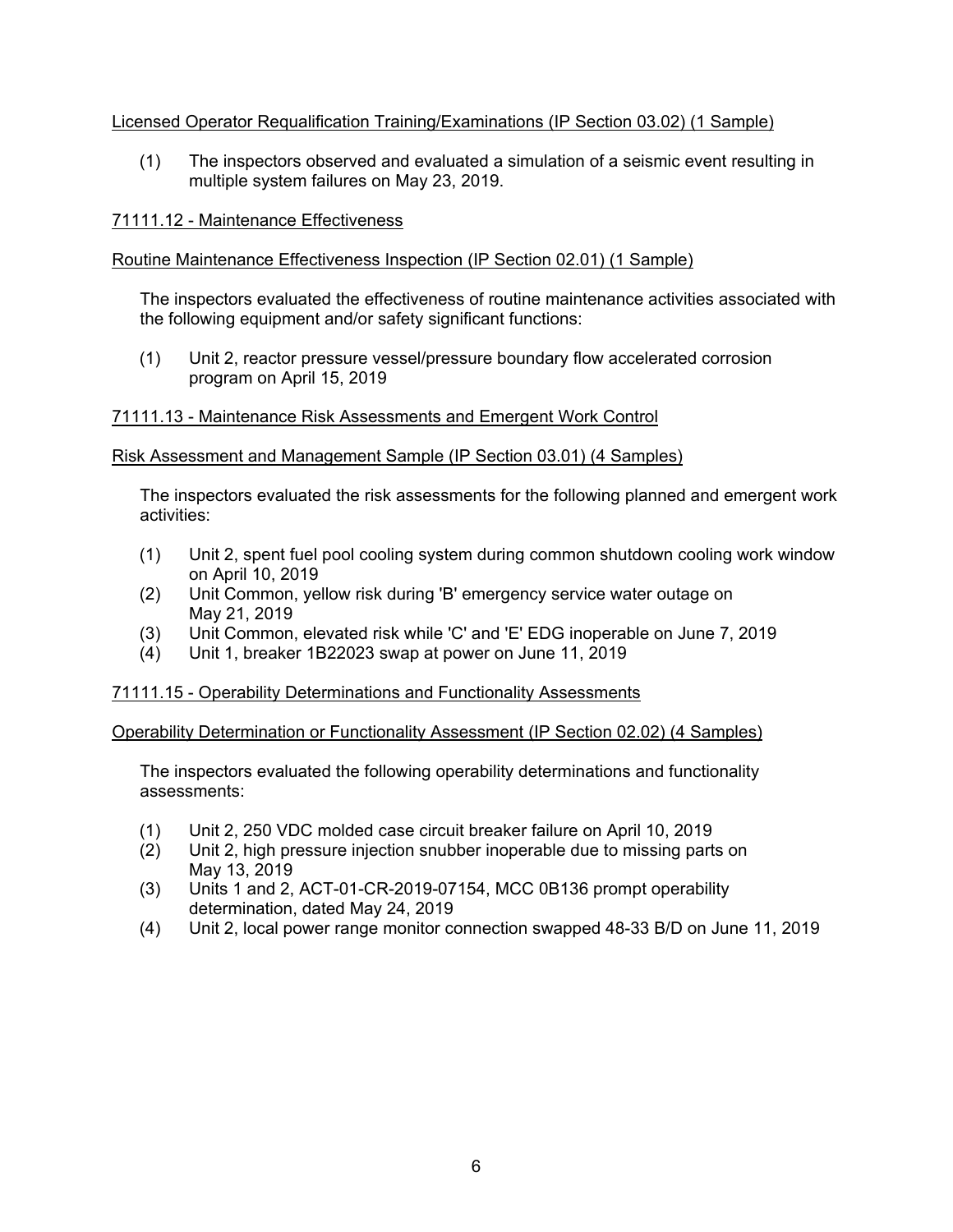Licensed Operator Requalification Training/Examinations (IP Section 03.02) (1 Sample)

(1) The inspectors observed and evaluated a simulation of a seismic event resulting in multiple system failures on May 23, 2019.

71111.12 - Maintenance Effectiveness

Routine Maintenance Effectiveness Inspection (IP Section 02.01) (1 Sample)

The inspectors evaluated the effectiveness of routine maintenance activities associated with the following equipment and/or safety significant functions:

(1) Unit 2, reactor pressure vessel/pressure boundary flow accelerated corrosion program on April 15, 2019

71111.13 - Maintenance Risk Assessments and Emergent Work Control

Risk Assessment and Management Sample (IP Section 03.01) (4 Samples)

The inspectors evaluated the risk assessments for the following planned and emergent work activities:

(1) Unit 2, spent fuel pool cooling system during common shutdown cooling work window on April 10, 2019
(2) Unit Common, yellow risk during 'B' emergency service water outage on May 21, 2019
(3) Unit Common, elevated risk while 'C' and 'E' EDG inoperable on June 7, 2019
(4) Unit 1, breaker 1B22023 swap at power on June 11, 2019

71111.15 - Operability Determinations and Functionality Assessments

Operability Determination or Functionality Assessment (IP Section 02.02) (4 Samples)

The inspectors evaluated the following operability determinations and functionality assessments:

(1) Unit 2, 250 VDC molded case circuit breaker failure on April 10, 2019
(2) Unit 2, high pressure injection snubber inoperable due to missing parts on May 13, 2019
(3) Units 1 and 2, ACT-01-CR-2019-07154, MCC 0B136 prompt operability determination, dated May 24, 2019
(4) Unit 2, local power range monitor connection swapped 48-33 B/D on June 11, 2019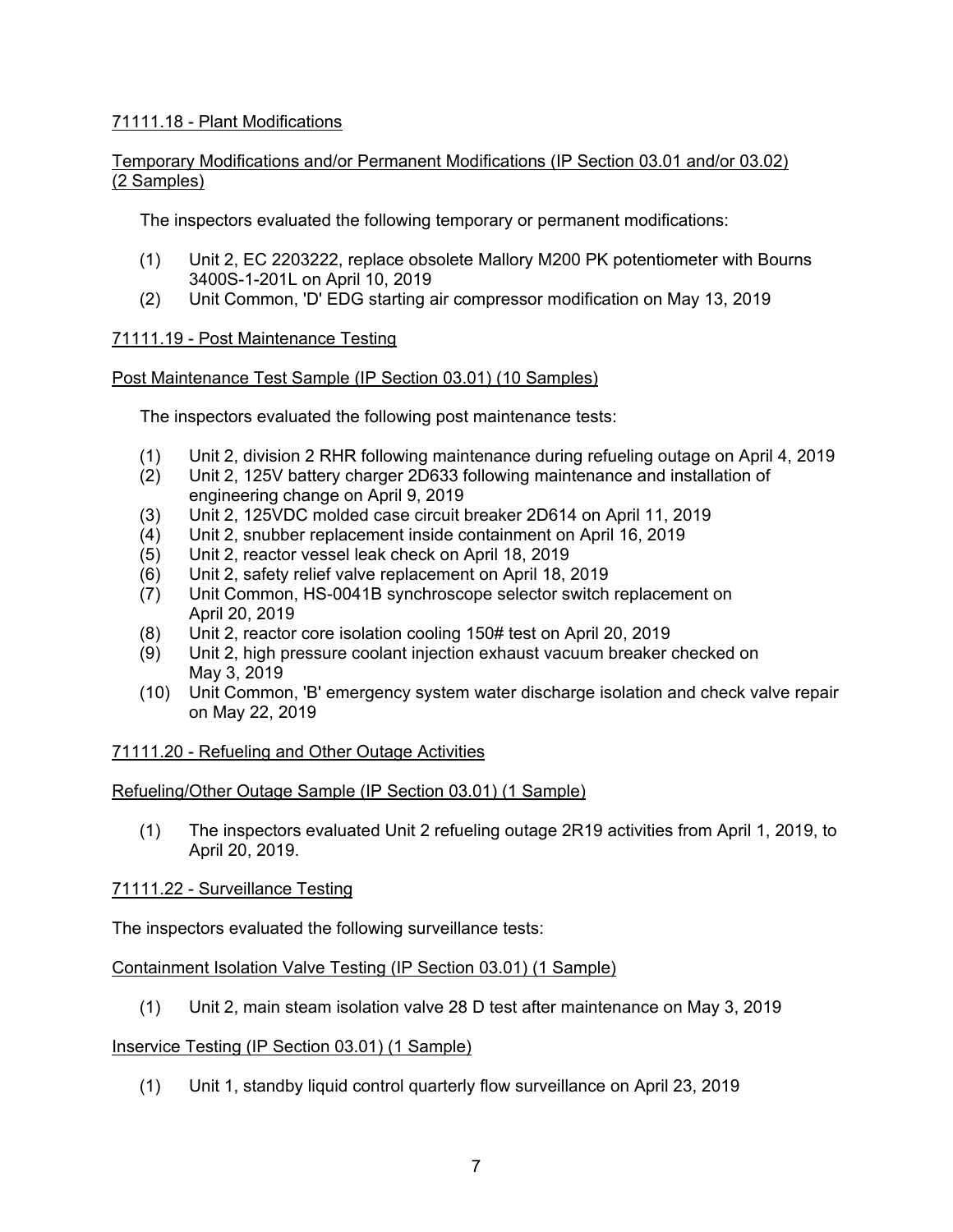## 71111.18 - Plant Modifications

### Temporary Modifications and/or Permanent Modifications (IP Section 03.01 and/or 03.02) (2 Samples)

The inspectors evaluated the following temporary or permanent modifications:

(1) Unit 2, EC 2203222, replace obsolete Mallory M200 PK potentiometer with Bourns 3400S-1-201L on April 10, 2019

(2) Unit Common, 'D' EDG starting air compressor modification on May 13, 2019

## 71111.19 - Post Maintenance Testing

### Post Maintenance Test Sample (IP Section 03.01) (10 Samples)

The inspectors evaluated the following post maintenance tests:

(1) Unit 2, division 2 RHR following maintenance during refueling outage on April 4, 2019

(2) Unit 2, 125V battery charger 2D633 following maintenance and installation of engineering change on April 9, 2019

(3) Unit 2, 125VDC molded case circuit breaker 2D614 on April 11, 2019

(4) Unit 2, snubber replacement inside containment on April 16, 2019

(5) Unit 2, reactor vessel leak check on April 18, 2019

(6) Unit 2, safety relief valve replacement on April 18, 2019

(7) Unit Common, HS-0041B synchroscope selector switch replacement on April 20, 2019

(8) Unit 2, reactor core isolation cooling 150# test on April 20, 2019

(9) Unit 2, high pressure coolant injection exhaust vacuum breaker checked on May 3, 2019

(10) Unit Common, 'B' emergency system water discharge isolation and check valve repair on May 22, 2019

## 71111.20 - Refueling and Other Outage Activities

### Refueling/Other Outage Sample (IP Section 03.01) (1 Sample)

(1) The inspectors evaluated Unit 2 refueling outage 2R19 activities from April 1, 2019, to April 20, 2019.

## 71111.22 - Surveillance Testing

The inspectors evaluated the following surveillance tests:

### Containment Isolation Valve Testing (IP Section 03.01) (1 Sample)

(1) Unit 2, main steam isolation valve 28 D test after maintenance on May 3, 2019

### Inservice Testing (IP Section 03.01) (1 Sample)

(1) Unit 1, standby liquid control quarterly flow surveillance on April 23, 2019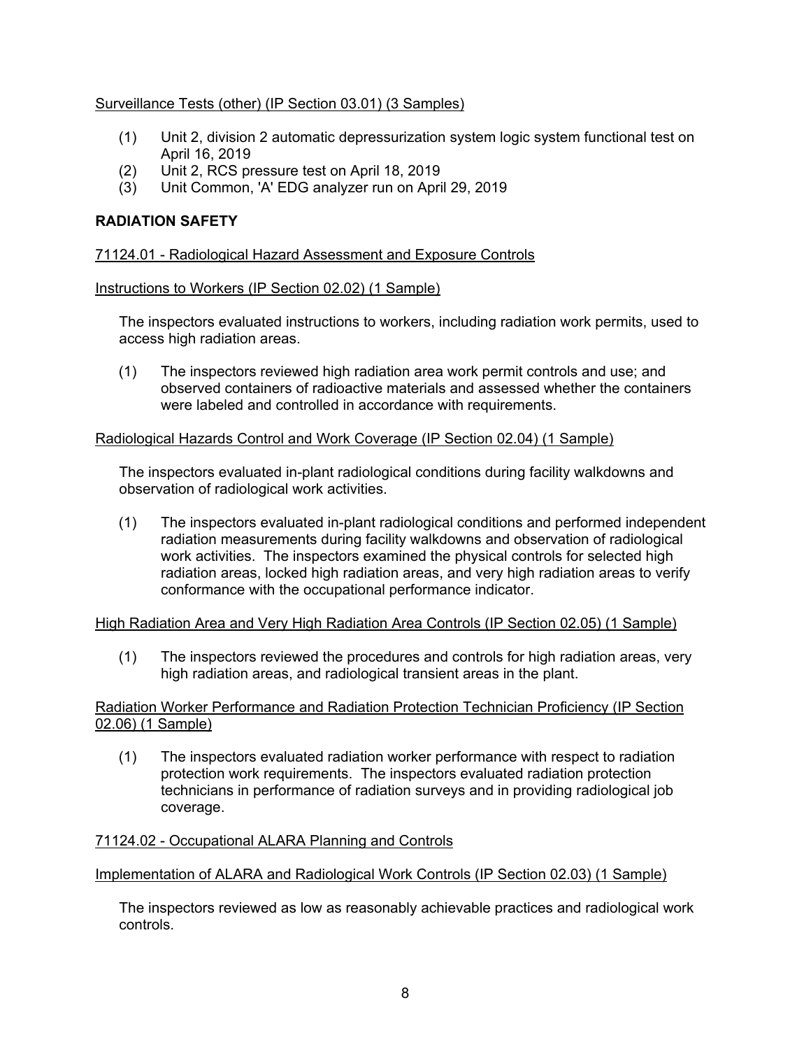Surveillance Tests (other) (IP Section 03.01) (3 Samples)

(1) Unit 2, division 2 automatic depressurization system logic system functional test on April 16, 2019
(2) Unit 2, RCS pressure test on April 18, 2019
(3) Unit Common, 'A' EDG analyzer run on April 29, 2019

## RADIATION SAFETY

71124.01 - Radiological Hazard Assessment and Exposure Controls

Instructions to Workers (IP Section 02.02) (1 Sample)

The inspectors evaluated instructions to workers, including radiation work permits, used to access high radiation areas.

(1) The inspectors reviewed high radiation area work permit controls and use; and observed containers of radioactive materials and assessed whether the containers were labeled and controlled in accordance with requirements.

Radiological Hazards Control and Work Coverage (IP Section 02.04) (1 Sample)

The inspectors evaluated in-plant radiological conditions during facility walkdowns and observation of radiological work activities.

(1) The inspectors evaluated in-plant radiological conditions and performed independent radiation measurements during facility walkdowns and observation of radiological work activities. The inspectors examined the physical controls for selected high radiation areas, locked high radiation areas, and very high radiation areas to verify conformance with the occupational performance indicator.

High Radiation Area and Very High Radiation Area Controls (IP Section 02.05) (1 Sample)

(1) The inspectors reviewed the procedures and controls for high radiation areas, very high radiation areas, and radiological transient areas in the plant.

Radiation Worker Performance and Radiation Protection Technician Proficiency (IP Section 02.06) (1 Sample)

(1) The inspectors evaluated radiation worker performance with respect to radiation protection work requirements. The inspectors evaluated radiation protection technicians in performance of radiation surveys and in providing radiological job coverage.

71124.02 - Occupational ALARA Planning and Controls

Implementation of ALARA and Radiological Work Controls (IP Section 02.03) (1 Sample)

The inspectors reviewed as low as reasonably achievable practices and radiological work controls.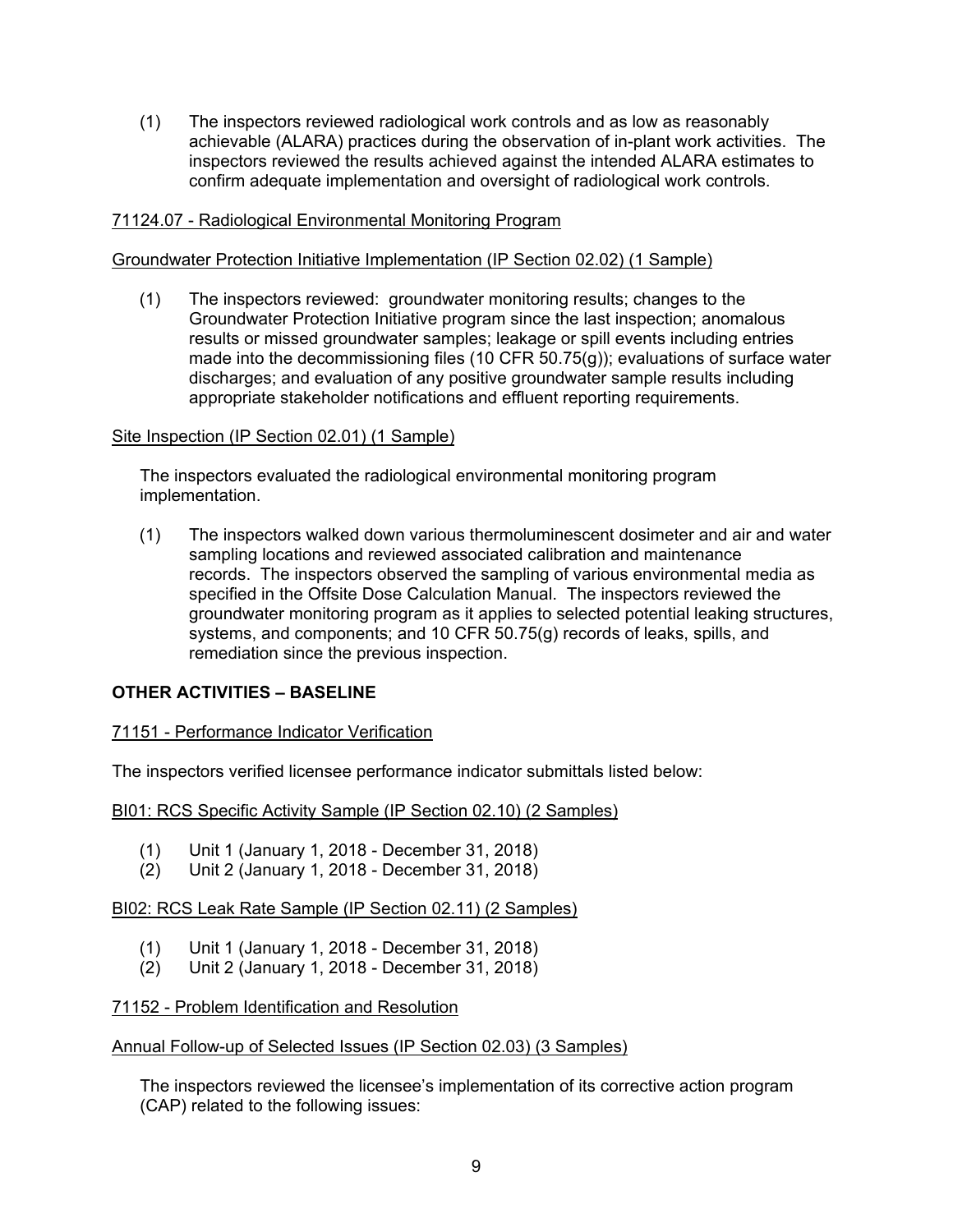(1) The inspectors reviewed radiological work controls and as low as reasonably achievable (ALARA) practices during the observation of in-plant work activities. The inspectors reviewed the results achieved against the intended ALARA estimates to confirm adequate implementation and oversight of radiological work controls.

71124.07 - Radiological Environmental Monitoring Program

Groundwater Protection Initiative Implementation (IP Section 02.02) (1 Sample)

(1) The inspectors reviewed: groundwater monitoring results; changes to the Groundwater Protection Initiative program since the last inspection; anomalous results or missed groundwater samples; leakage or spill events including entries made into the decommissioning files (10 CFR 50.75(g)); evaluations of surface water discharges; and evaluation of any positive groundwater sample results including appropriate stakeholder notifications and effluent reporting requirements.

Site Inspection (IP Section 02.01) (1 Sample)

The inspectors evaluated the radiological environmental monitoring program implementation.

(1) The inspectors walked down various thermoluminescent dosimeter and air and water sampling locations and reviewed associated calibration and maintenance records. The inspectors observed the sampling of various environmental media as specified in the Offsite Dose Calculation Manual. The inspectors reviewed the groundwater monitoring program as it applies to selected potential leaking structures, systems, and components; and 10 CFR 50.75(g) records of leaks, spills, and remediation since the previous inspection.

## OTHER ACTIVITIES – BASELINE

71151 - Performance Indicator Verification

The inspectors verified licensee performance indicator submittals listed below:

BI01: RCS Specific Activity Sample (IP Section 02.10) (2 Samples)

(1) Unit 1 (January 1, 2018 - December 31, 2018)
(2) Unit 2 (January 1, 2018 - December 31, 2018)

BI02: RCS Leak Rate Sample (IP Section 02.11) (2 Samples)

(1) Unit 1 (January 1, 2018 - December 31, 2018)
(2) Unit 2 (January 1, 2018 - December 31, 2018)

71152 - Problem Identification and Resolution

Annual Follow-up of Selected Issues (IP Section 02.03) (3 Samples)

The inspectors reviewed the licensee's implementation of its corrective action program (CAP) related to the following issues: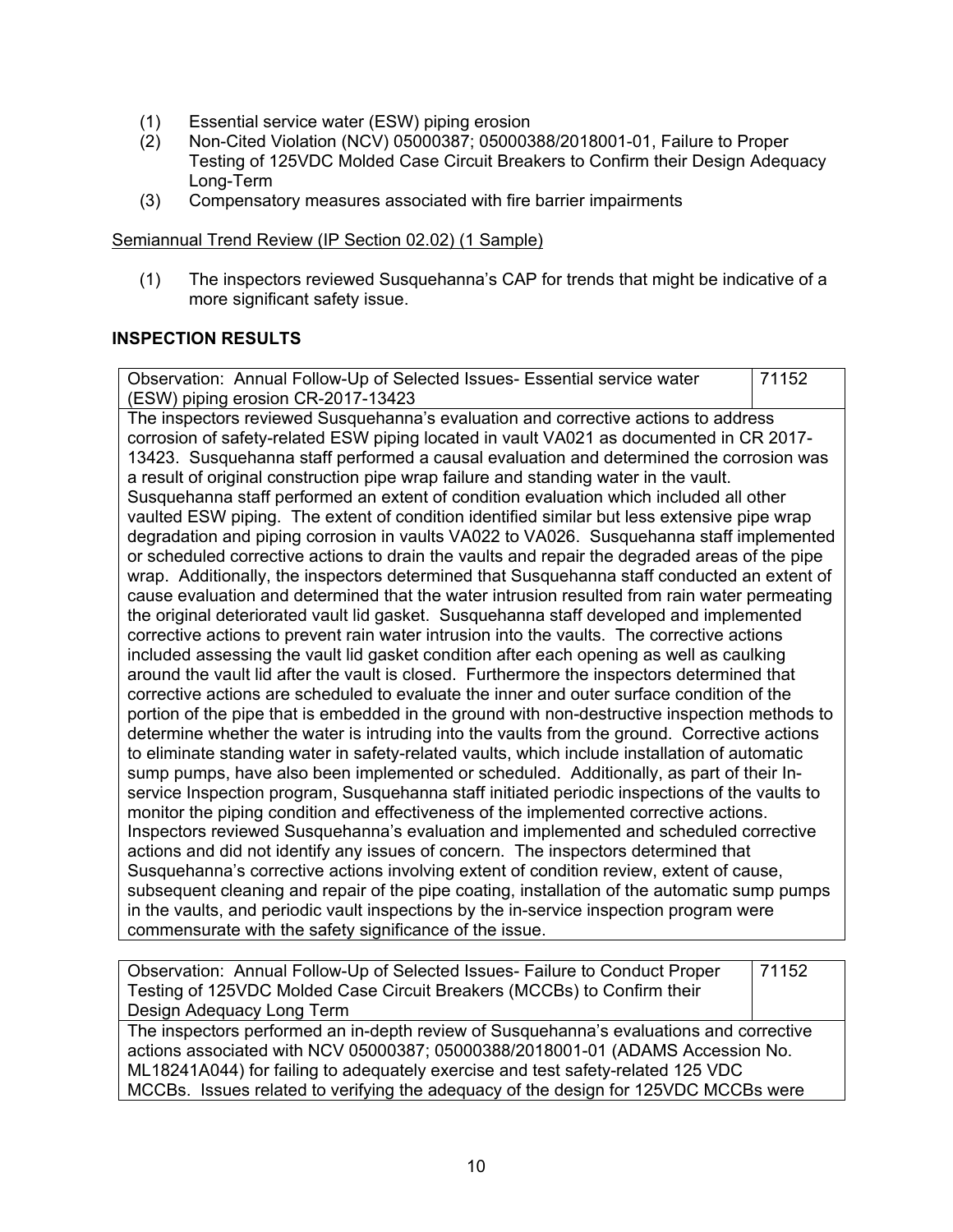(1) Essential service water (ESW) piping erosion
(2) Non-Cited Violation (NCV) 05000387; 05000388/2018001-01, Failure to Proper Testing of 125VDC Molded Case Circuit Breakers to Confirm their Design Adequacy Long-Term
(3) Compensatory measures associated with fire barrier impairments

Semiannual Trend Review (IP Section 02.02) (1 Sample)

(1) The inspectors reviewed Susquehanna's CAP for trends that might be indicative of a more significant safety issue.

## INSPECTION RESULTS

| Observation: Annual Follow-Up of Selected Issues- Essential service water (ESW) piping erosion CR-2017-13423 | 71152 |
|---|---|
| The inspectors reviewed Susquehanna's evaluation and corrective actions to address corrosion of safety-related ESW piping located in vault VA021 as documented in CR 2017-13423. Susquehanna staff performed a causal evaluation and determined the corrosion was a result of original construction pipe wrap failure and standing water in the vault. Susquehanna staff performed an extent of condition evaluation which included all other vaulted ESW piping. The extent of condition identified similar but less extensive pipe wrap degradation and piping corrosion in vaults VA022 to VA026. Susquehanna staff implemented or scheduled corrective actions to drain the vaults and repair the degraded areas of the pipe wrap. Additionally, the inspectors determined that Susquehanna staff conducted an extent of cause evaluation and determined that the water intrusion resulted from rain water permeating the original deteriorated vault lid gasket. Susquehanna staff developed and implemented corrective actions to prevent rain water intrusion into the vaults. The corrective actions included assessing the vault lid gasket condition after each opening as well as caulking around the vault lid after the vault is closed. Furthermore the inspectors determined that corrective actions are scheduled to evaluate the inner and outer surface condition of the portion of the pipe that is embedded in the ground with non-destructive inspection methods to determine whether the water is intruding into the vaults from the ground. Corrective actions to eliminate standing water in safety-related vaults, which include installation of automatic sump pumps, have also been implemented or scheduled. Additionally, as part of their In-service Inspection program, Susquehanna staff initiated periodic inspections of the vaults to monitor the piping condition and effectiveness of the implemented corrective actions. Inspectors reviewed Susquehanna's evaluation and implemented and scheduled corrective actions and did not identify any issues of concern. The inspectors determined that Susquehanna's corrective actions involving extent of condition review, extent of cause, subsequent cleaning and repair of the pipe coating, installation of the automatic sump pumps in the vaults, and periodic vault inspections by the in-service inspection program were commensurate with the safety significance of the issue. | |

| Observation: Annual Follow-Up of Selected Issues- Failure to Conduct Proper Testing of 125VDC Molded Case Circuit Breakers (MCCBs) to Confirm their Design Adequacy Long Term | 71152 |
|---|---|
| The inspectors performed an in-depth review of Susquehanna's evaluations and corrective actions associated with NCV 05000387; 05000388/2018001-01 (ADAMS Accession No. ML18241A044) for failing to adequately exercise and test safety-related 125 VDC MCCBs. Issues related to verifying the adequacy of the design for 125VDC MCCBs were | |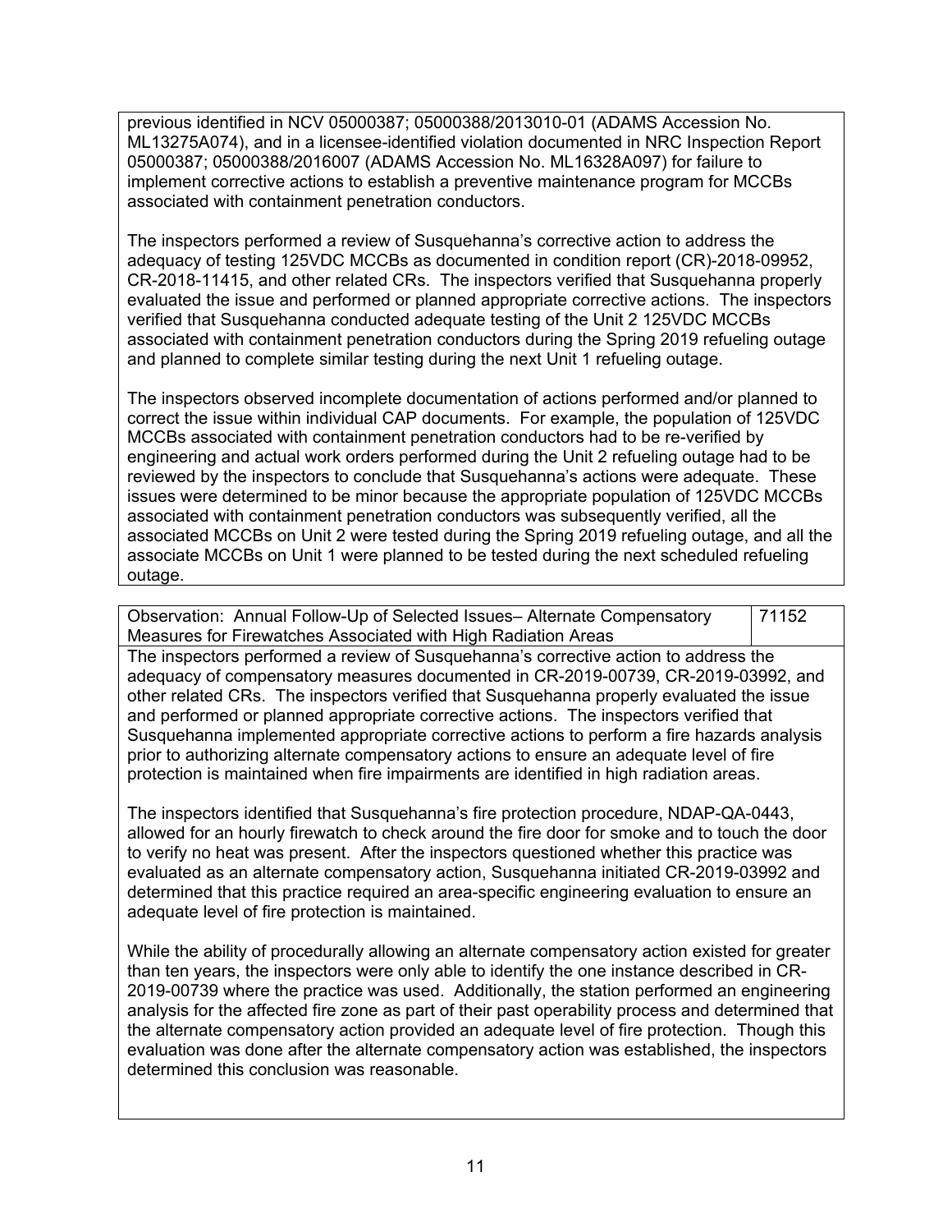previous identified in NCV 05000387; 05000388/2013010-01 (ADAMS Accession No. ML13275A074), and in a licensee-identified violation documented in NRC Inspection Report 05000387; 05000388/2016007 (ADAMS Accession No. ML16328A097) for failure to implement corrective actions to establish a preventive maintenance program for MCCBs associated with containment penetration conductors.

The inspectors performed a review of Susquehanna's corrective action to address the adequacy of testing 125VDC MCCBs as documented in condition report (CR)-2018-09952, CR-2018-11415, and other related CRs. The inspectors verified that Susquehanna properly evaluated the issue and performed or planned appropriate corrective actions. The inspectors verified that Susquehanna conducted adequate testing of the Unit 2 125VDC MCCBs associated with containment penetration conductors during the Spring 2019 refueling outage and planned to complete similar testing during the next Unit 1 refueling outage.

The inspectors observed incomplete documentation of actions performed and/or planned to correct the issue within individual CAP documents. For example, the population of 125VDC MCCBs associated with containment penetration conductors had to be re-verified by engineering and actual work orders performed during the Unit 2 refueling outage had to be reviewed by the inspectors to conclude that Susquehanna's actions were adequate. These issues were determined to be minor because the appropriate population of 125VDC MCCBs associated with containment penetration conductors was subsequently verified, all the associated MCCBs on Unit 2 were tested during the Spring 2019 refueling outage, and all the associate MCCBs on Unit 1 were planned to be tested during the next scheduled refueling outage.

| Observation: Annual Follow-Up of Selected Issues– Alternate Compensatory Measures for Firewatches Associated with High Radiation Areas | 71152 |
|---|---|

The inspectors performed a review of Susquehanna's corrective action to address the adequacy of compensatory measures documented in CR-2019-00739, CR-2019-03992, and other related CRs. The inspectors verified that Susquehanna properly evaluated the issue and performed or planned appropriate corrective actions. The inspectors verified that Susquehanna implemented appropriate corrective actions to perform a fire hazards analysis prior to authorizing alternate compensatory actions to ensure an adequate level of fire protection is maintained when fire impairments are identified in high radiation areas.

The inspectors identified that Susquehanna's fire protection procedure, NDAP-QA-0443, allowed for an hourly firewatch to check around the fire door for smoke and to touch the door to verify no heat was present. After the inspectors questioned whether this practice was evaluated as an alternate compensatory action, Susquehanna initiated CR-2019-03992 and determined that this practice required an area-specific engineering evaluation to ensure an adequate level of fire protection is maintained.

While the ability of procedurally allowing an alternate compensatory action existed for greater than ten years, the inspectors were only able to identify the one instance described in CR-2019-00739 where the practice was used. Additionally, the station performed an engineering analysis for the affected fire zone as part of their past operability process and determined that the alternate compensatory action provided an adequate level of fire protection. Though this evaluation was done after the alternate compensatory action was established, the inspectors determined this conclusion was reasonable.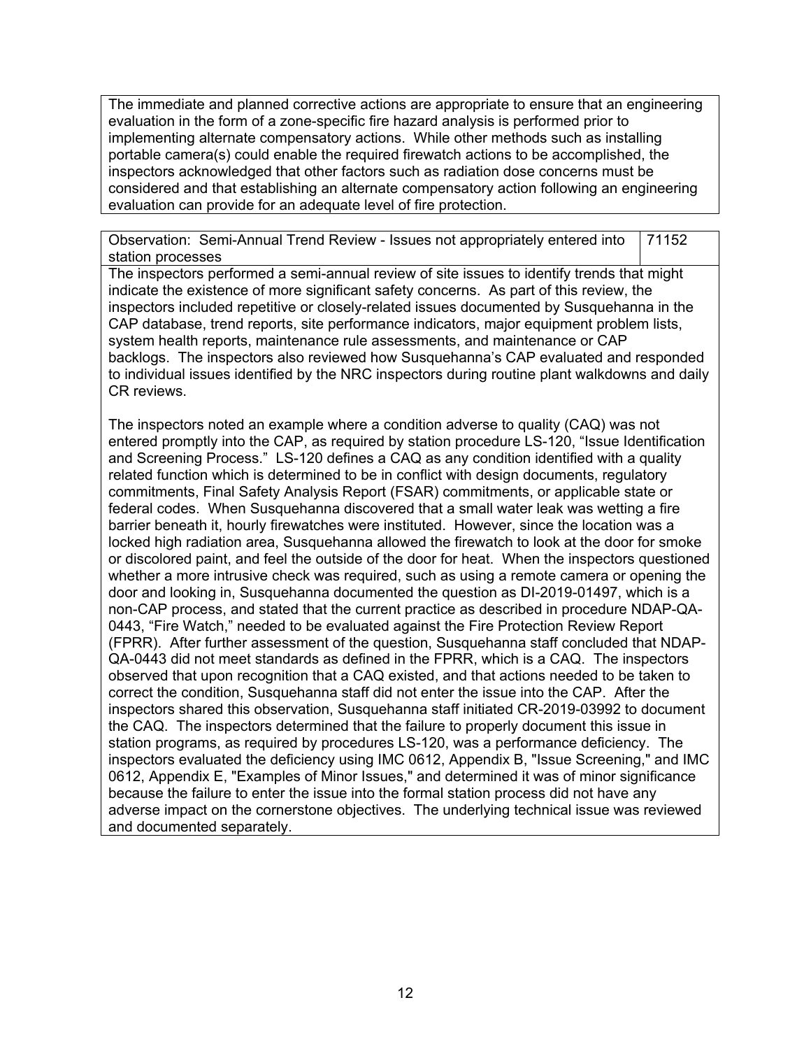The immediate and planned corrective actions are appropriate to ensure that an engineering evaluation in the form of a zone-specific fire hazard analysis is performed prior to implementing alternate compensatory actions. While other methods such as installing portable camera(s) could enable the required firewatch actions to be accomplished, the inspectors acknowledged that other factors such as radiation dose concerns must be considered and that establishing an alternate compensatory action following an engineering evaluation can provide for an adequate level of fire protection.

| Observation: Semi-Annual Trend Review - Issues not appropriately entered into station processes | 71152 |
|---|---|

The inspectors performed a semi-annual review of site issues to identify trends that might indicate the existence of more significant safety concerns. As part of this review, the inspectors included repetitive or closely-related issues documented by Susquehanna in the CAP database, trend reports, site performance indicators, major equipment problem lists, system health reports, maintenance rule assessments, and maintenance or CAP backlogs. The inspectors also reviewed how Susquehanna's CAP evaluated and responded to individual issues identified by the NRC inspectors during routine plant walkdowns and daily CR reviews.

The inspectors noted an example where a condition adverse to quality (CAQ) was not entered promptly into the CAP, as required by station procedure LS-120, "Issue Identification and Screening Process." LS-120 defines a CAQ as any condition identified with a quality related function which is determined to be in conflict with design documents, regulatory commitments, Final Safety Analysis Report (FSAR) commitments, or applicable state or federal codes. When Susquehanna discovered that a small water leak was wetting a fire barrier beneath it, hourly firewatches were instituted. However, since the location was a locked high radiation area, Susquehanna allowed the firewatch to look at the door for smoke or discolored paint, and feel the outside of the door for heat. When the inspectors questioned whether a more intrusive check was required, such as using a remote camera or opening the door and looking in, Susquehanna documented the question as DI-2019-01497, which is a non-CAP process, and stated that the current practice as described in procedure NDAP-QA-0443, "Fire Watch," needed to be evaluated against the Fire Protection Review Report (FPRR). After further assessment of the question, Susquehanna staff concluded that NDAP-QA-0443 did not meet standards as defined in the FPRR, which is a CAQ. The inspectors observed that upon recognition that a CAQ existed, and that actions needed to be taken to correct the condition, Susquehanna staff did not enter the issue into the CAP. After the inspectors shared this observation, Susquehanna staff initiated CR-2019-03992 to document the CAQ. The inspectors determined that the failure to properly document this issue in station programs, as required by procedures LS-120, was a performance deficiency. The inspectors evaluated the deficiency using IMC 0612, Appendix B, "Issue Screening," and IMC 0612, Appendix E, "Examples of Minor Issues," and determined it was of minor significance because the failure to enter the issue into the formal station process did not have any adverse impact on the cornerstone objectives. The underlying technical issue was reviewed and documented separately.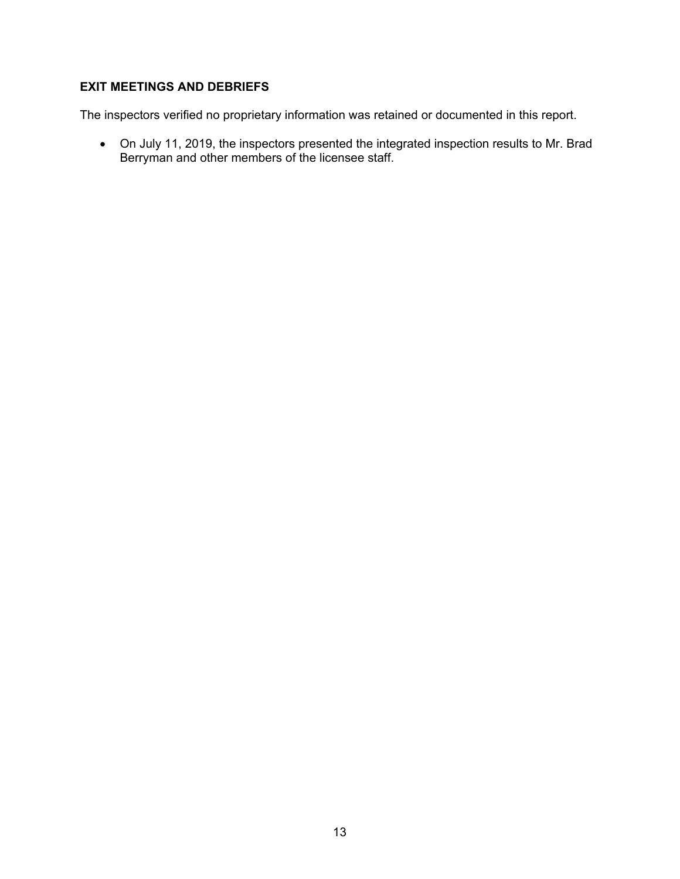## EXIT MEETINGS AND DEBRIEFS

The inspectors verified no proprietary information was retained or documented in this report.

- On July 11, 2019, the inspectors presented the integrated inspection results to Mr. Brad Berryman and other members of the licensee staff.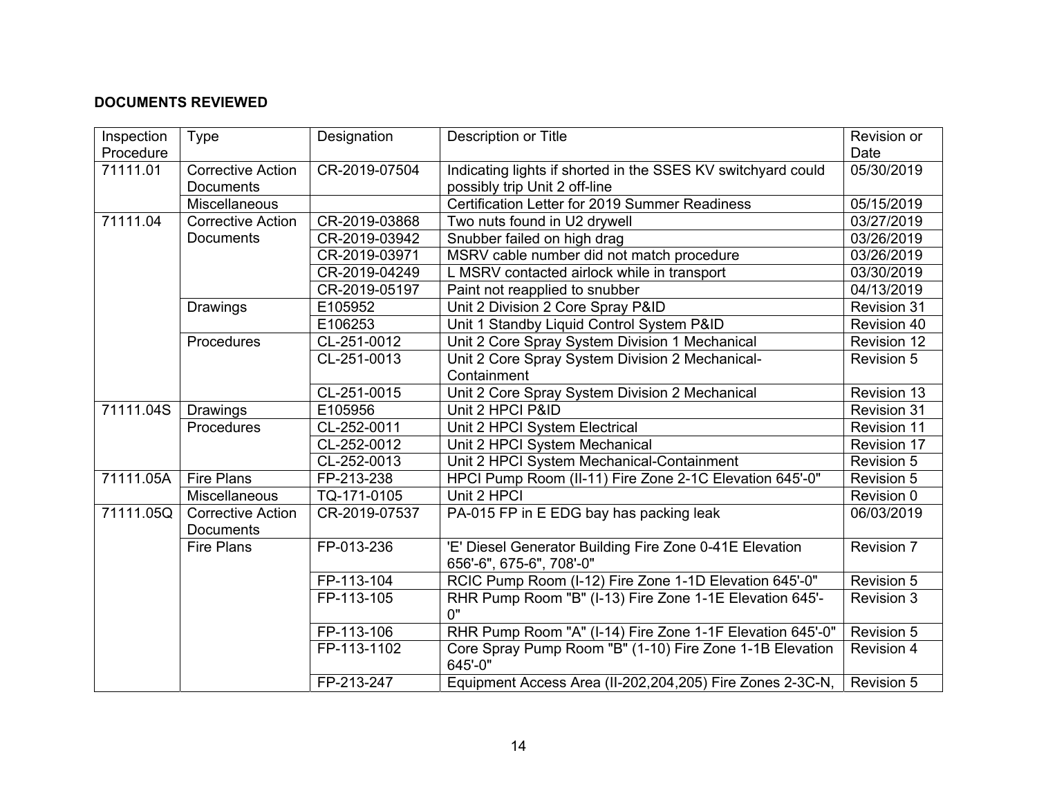**DOCUMENTS REVIEWED**

| Inspection Procedure | Type | Designation | Description or Title | Revision or Date |
|---|---|---|---|---|
| 71111.01 | Corrective Action Documents | CR-2019-07504 | Indicating lights if shorted in the SSES KV switchyard could possibly trip Unit 2 off-line | 05/30/2019 |
| | Miscellaneous | | Certification Letter for 2019 Summer Readiness | 05/15/2019 |
| 71111.04 | Corrective Action Documents | CR-2019-03868 | Two nuts found in U2 drywell | 03/27/2019 |
| | | CR-2019-03942 | Snubber failed on high drag | 03/26/2019 |
| | | CR-2019-03971 | MSRV cable number did not match procedure | 03/26/2019 |
| | | CR-2019-04249 | L MSRV contacted airlock while in transport | 03/30/2019 |
| | | CR-2019-05197 | Paint not reapplied to snubber | 04/13/2019 |
| | Drawings | E105952 | Unit 2 Division 2 Core Spray P&ID | Revision 31 |
| | | E106253 | Unit 1 Standby Liquid Control System P&ID | Revision 40 |
| | Procedures | CL-251-0012 | Unit 2 Core Spray System Division 1 Mechanical | Revision 12 |
| | | CL-251-0013 | Unit 2 Core Spray System Division 2 Mechanical-Containment | Revision 5 |
| | | CL-251-0015 | Unit 2 Core Spray System Division 2 Mechanical | Revision 13 |
| 71111.04S | Drawings | E105956 | Unit 2 HPCI P&ID | Revision 31 |
| | Procedures | CL-252-0011 | Unit 2 HPCI System Electrical | Revision 11 |
| | | CL-252-0012 | Unit 2 HPCI System Mechanical | Revision 17 |
| | | CL-252-0013 | Unit 2 HPCI System Mechanical-Containment | Revision 5 |
| 71111.05A | Fire Plans | FP-213-238 | HPCI Pump Room (II-11) Fire Zone 2-1C Elevation 645'-0" | Revision 5 |
| | Miscellaneous | TQ-171-0105 | Unit 2 HPCI | Revision 0 |
| 71111.05Q | Corrective Action Documents | CR-2019-07537 | PA-015 FP in E EDG bay has packing leak | 06/03/2019 |
| | Fire Plans | FP-013-236 | 'E' Diesel Generator Building Fire Zone 0-41E Elevation 656'-6", 675-6", 708'-0" | Revision 7 |
| | | FP-113-104 | RCIC Pump Room (I-12) Fire Zone 1-1D Elevation 645'-0" | Revision 5 |
| | | FP-113-105 | RHR Pump Room "B" (I-13) Fire Zone 1-1E Elevation 645'-0" | Revision 3 |
| | | FP-113-106 | RHR Pump Room "A" (I-14) Fire Zone 1-1F Elevation 645'-0" | Revision 5 |
| | | FP-113-1102 | Core Spray Pump Room "B" (1-10) Fire Zone 1-1B Elevation 645'-0" | Revision 4 |
| | | FP-213-247 | Equipment Access Area (II-202,204,205) Fire Zones 2-3C-N, | Revision 5 |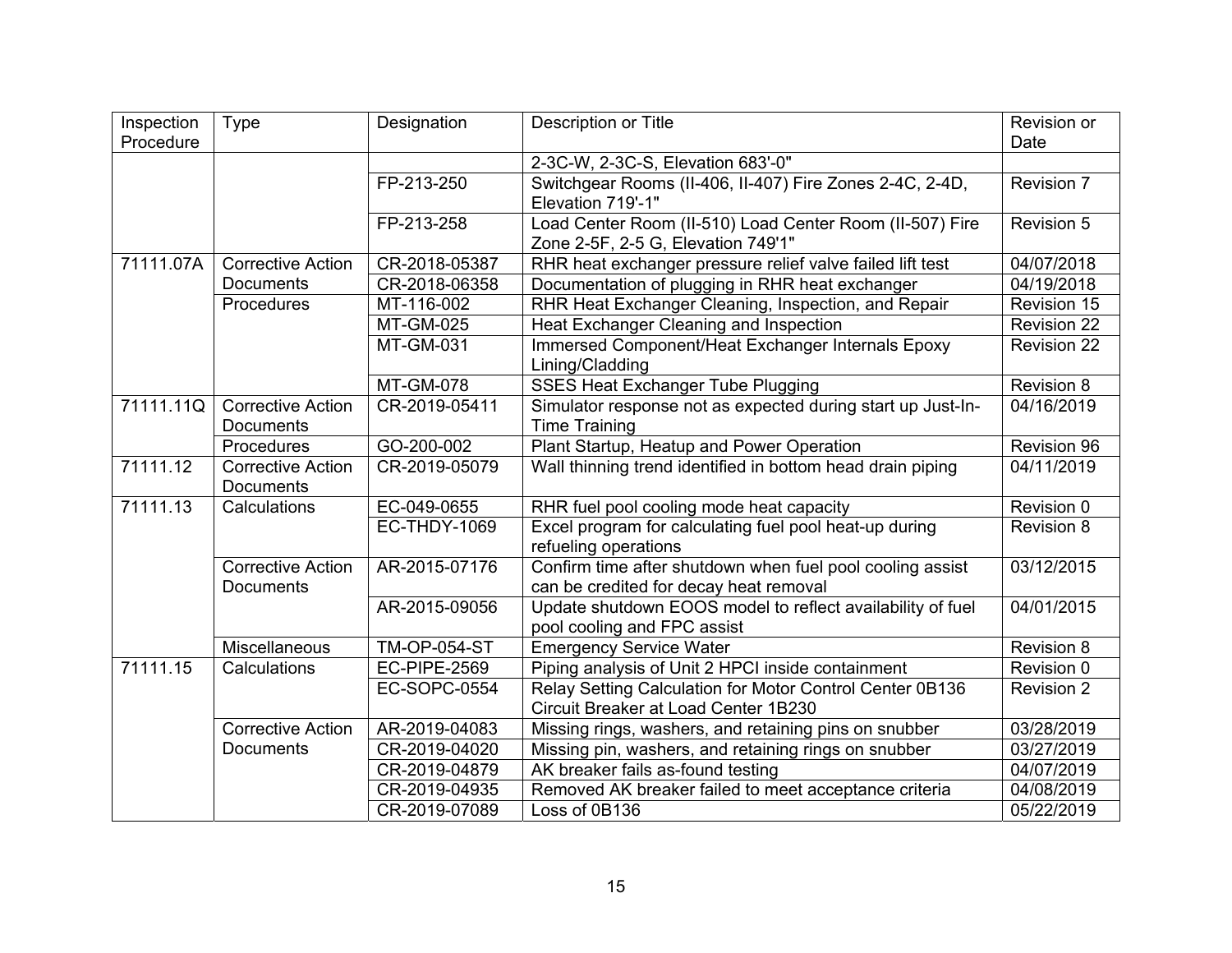| Inspection Procedure | Type | Designation | Description or Title | Revision or Date |
|---|---|---|---|---|
| | | | 2-3C-W, 2-3C-S, Elevation 683'-0" | |
| | | FP-213-250 | Switchgear Rooms (II-406, II-407) Fire Zones 2-4C, 2-4D, Elevation 719'-1" | Revision 7 |
| | | FP-213-258 | Load Center Room (II-510) Load Center Room (II-507) Fire Zone 2-5F, 2-5 G, Elevation 749'1" | Revision 5 |
| 71111.07A | Corrective Action Documents | CR-2018-05387 | RHR heat exchanger pressure relief valve failed lift test | 04/07/2018 |
| | | CR-2018-06358 | Documentation of plugging in RHR heat exchanger | 04/19/2018 |
| | Procedures | MT-116-002 | RHR Heat Exchanger Cleaning, Inspection, and Repair | Revision 15 |
| | | MT-GM-025 | Heat Exchanger Cleaning and Inspection | Revision 22 |
| | | MT-GM-031 | Immersed Component/Heat Exchanger Internals Epoxy Lining/Cladding | Revision 22 |
| | | MT-GM-078 | SSES Heat Exchanger Tube Plugging | Revision 8 |
| 71111.11Q | Corrective Action Documents | CR-2019-05411 | Simulator response not as expected during start up Just-In-Time Training | 04/16/2019 |
| | Procedures | GO-200-002 | Plant Startup, Heatup and Power Operation | Revision 96 |
| 71111.12 | Corrective Action Documents | CR-2019-05079 | Wall thinning trend identified in bottom head drain piping | 04/11/2019 |
| 71111.13 | Calculations | EC-049-0655 | RHR fuel pool cooling mode heat capacity | Revision 0 |
| | | EC-THDY-1069 | Excel program for calculating fuel pool heat-up during refueling operations | Revision 8 |
| | Corrective Action Documents | AR-2015-07176 | Confirm time after shutdown when fuel pool cooling assist can be credited for decay heat removal | 03/12/2015 |
| | | AR-2015-09056 | Update shutdown EOOS model to reflect availability of fuel pool cooling and FPC assist | 04/01/2015 |
| | Miscellaneous | TM-OP-054-ST | Emergency Service Water | Revision 8 |
| 71111.15 | Calculations | EC-PIPE-2569 | Piping analysis of Unit 2 HPCI inside containment | Revision 0 |
| | | EC-SOPC-0554 | Relay Setting Calculation for Motor Control Center 0B136 Circuit Breaker at Load Center 1B230 | Revision 2 |
| | Corrective Action Documents | AR-2019-04083 | Missing rings, washers, and retaining pins on snubber | 03/28/2019 |
| | | CR-2019-04020 | Missing pin, washers, and retaining rings on snubber | 03/27/2019 |
| | | CR-2019-04879 | AK breaker fails as-found testing | 04/07/2019 |
| | | CR-2019-04935 | Removed AK breaker failed to meet acceptance criteria | 04/08/2019 |
| | | CR-2019-07089 | Loss of 0B136 | 05/22/2019 |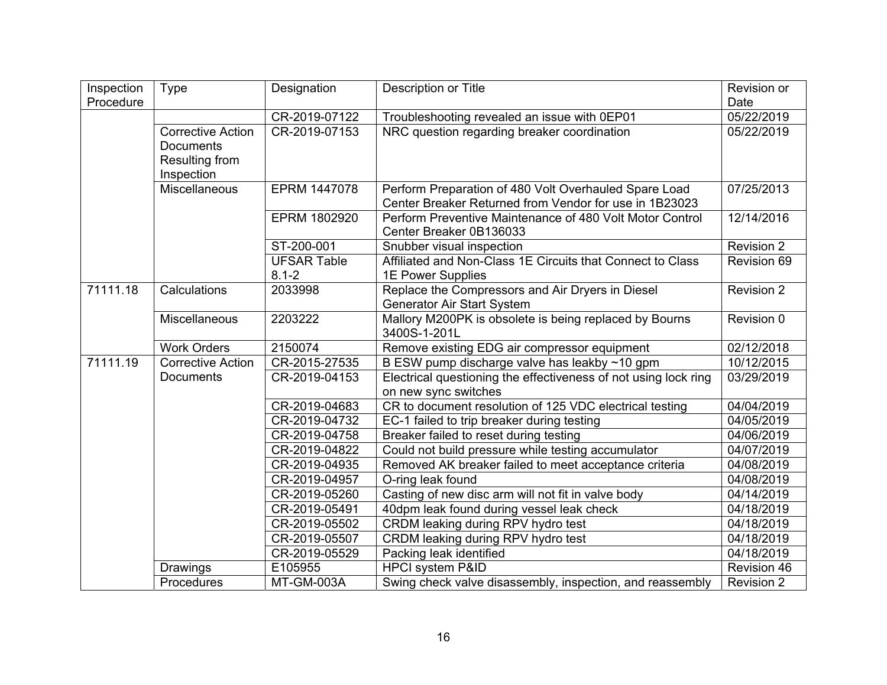| Inspection Procedure | Type | Designation | Description or Title | Revision or Date |
|---|---|---|---|---|
| | | CR-2019-07122 | Troubleshooting revealed an issue with 0EP01 | 05/22/2019 |
| | Corrective Action Documents Resulting from Inspection | CR-2019-07153 | NRC question regarding breaker coordination | 05/22/2019 |
| | Miscellaneous | EPRM 1447078 | Perform Preparation of 480 Volt Overhauled Spare Load Center Breaker Returned from Vendor for use in 1B23023 | 07/25/2013 |
| | | EPRM 1802920 | Perform Preventive Maintenance of 480 Volt Motor Control Center Breaker 0B136033 | 12/14/2016 |
| | | ST-200-001 | Snubber visual inspection | Revision 2 |
| | | UFSAR Table 8.1-2 | Affiliated and Non-Class 1E Circuits that Connect to Class 1E Power Supplies | Revision 69 |
| 71111.18 | Calculations | 2033998 | Replace the Compressors and Air Dryers in Diesel Generator Air Start System | Revision 2 |
| | Miscellaneous | 2203222 | Mallory M200PK is obsolete is being replaced by Bourns 3400S-1-201L | Revision 0 |
| | Work Orders | 2150074 | Remove existing EDG air compressor equipment | 02/12/2018 |
| 71111.19 | Corrective Action Documents | CR-2015-27535 | B ESW pump discharge valve has leakby ~10 gpm | 10/12/2015 |
| | | CR-2019-04153 | Electrical questioning the effectiveness of not using lock ring on new sync switches | 03/29/2019 |
| | | CR-2019-04683 | CR to document resolution of 125 VDC electrical testing | 04/04/2019 |
| | | CR-2019-04732 | EC-1 failed to trip breaker during testing | 04/05/2019 |
| | | CR-2019-04758 | Breaker failed to reset during testing | 04/06/2019 |
| | | CR-2019-04822 | Could not build pressure while testing accumulator | 04/07/2019 |
| | | CR-2019-04935 | Removed AK breaker failed to meet acceptance criteria | 04/08/2019 |
| | | CR-2019-04957 | O-ring leak found | 04/08/2019 |
| | | CR-2019-05260 | Casting of new disc arm will not fit in valve body | 04/14/2019 |
| | | CR-2019-05491 | 40dpm leak found during vessel leak check | 04/18/2019 |
| | | CR-2019-05502 | CRDM leaking during RPV hydro test | 04/18/2019 |
| | | CR-2019-05507 | CRDM leaking during RPV hydro test | 04/18/2019 |
| | | CR-2019-05529 | Packing leak identified | 04/18/2019 |
| | Drawings | E105955 | HPCI system P&ID | Revision 46 |
| | Procedures | MT-GM-003A | Swing check valve disassembly, inspection, and reassembly | Revision 2 |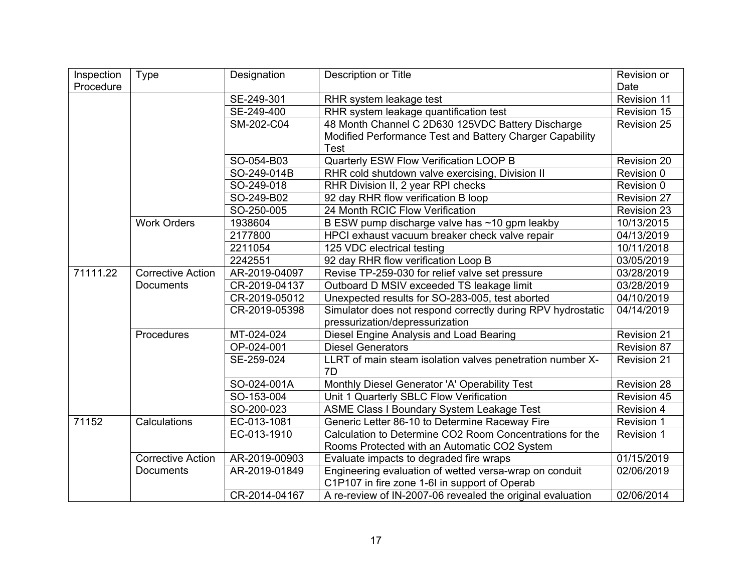| Inspection Procedure | Type | Designation | Description or Title | Revision or Date |
|---|---|---|---|---|
| | | SE-249-301 | RHR system leakage test | Revision 11 |
| | | SE-249-400 | RHR system leakage quantification test | Revision 15 |
| | | SM-202-C04 | 48 Month Channel C 2D630 125VDC Battery Discharge Modified Performance Test and Battery Charger Capability Test | Revision 25 |
| | | SO-054-B03 | Quarterly ESW Flow Verification LOOP B | Revision 20 |
| | | SO-249-014B | RHR cold shutdown valve exercising, Division II | Revision 0 |
| | | SO-249-018 | RHR Division II, 2 year RPI checks | Revision 0 |
| | | SO-249-B02 | 92 day RHR flow verification B loop | Revision 27 |
| | | SO-250-005 | 24 Month RCIC Flow Verification | Revision 23 |
| | Work Orders | 1938604 | B ESW pump discharge valve has ~10 gpm leakby | 10/13/2015 |
| | | 2177800 | HPCI exhaust vacuum breaker check valve repair | 04/13/2019 |
| | | 2211054 | 125 VDC electrical testing | 10/11/2018 |
| | | 2242551 | 92 day RHR flow verification Loop B | 03/05/2019 |
| 71111.22 | Corrective Action Documents | AR-2019-04097 | Revise TP-259-030 for relief valve set pressure | 03/28/2019 |
| | | CR-2019-04137 | Outboard D MSIV exceeded TS leakage limit | 03/28/2019 |
| | | CR-2019-05012 | Unexpected results for SO-283-005, test aborted | 04/10/2019 |
| | | CR-2019-05398 | Simulator does not respond correctly during RPV hydrostatic pressurization/depressurization | 04/14/2019 |
| | Procedures | MT-024-024 | Diesel Engine Analysis and Load Bearing | Revision 21 |
| | | OP-024-001 | Diesel Generators | Revision 87 |
| | | SE-259-024 | LLRT of main steam isolation valves penetration number X-7D | Revision 21 |
| | | SO-024-001A | Monthly Diesel Generator 'A' Operability Test | Revision 28 |
| | | SO-153-004 | Unit 1 Quarterly SBLC Flow Verification | Revision 45 |
| | | SO-200-023 | ASME Class I Boundary System Leakage Test | Revision 4 |
| 71152 | Calculations | EC-013-1081 | Generic Letter 86-10 to Determine Raceway Fire | Revision 1 |
| | | EC-013-1910 | Calculation to Determine CO2 Room Concentrations for the Rooms Protected with an Automatic CO2 System | Revision 1 |
| | Corrective Action Documents | AR-2019-00903 | Evaluate impacts to degraded fire wraps | 01/15/2019 |
| | | AR-2019-01849 | Engineering evaluation of wetted versa-wrap on conduit C1P107 in fire zone 1-6I in support of Operab | 02/06/2019 |
| | | CR-2014-04167 | A re-review of IN-2007-06 revealed the original evaluation | 02/06/2014 |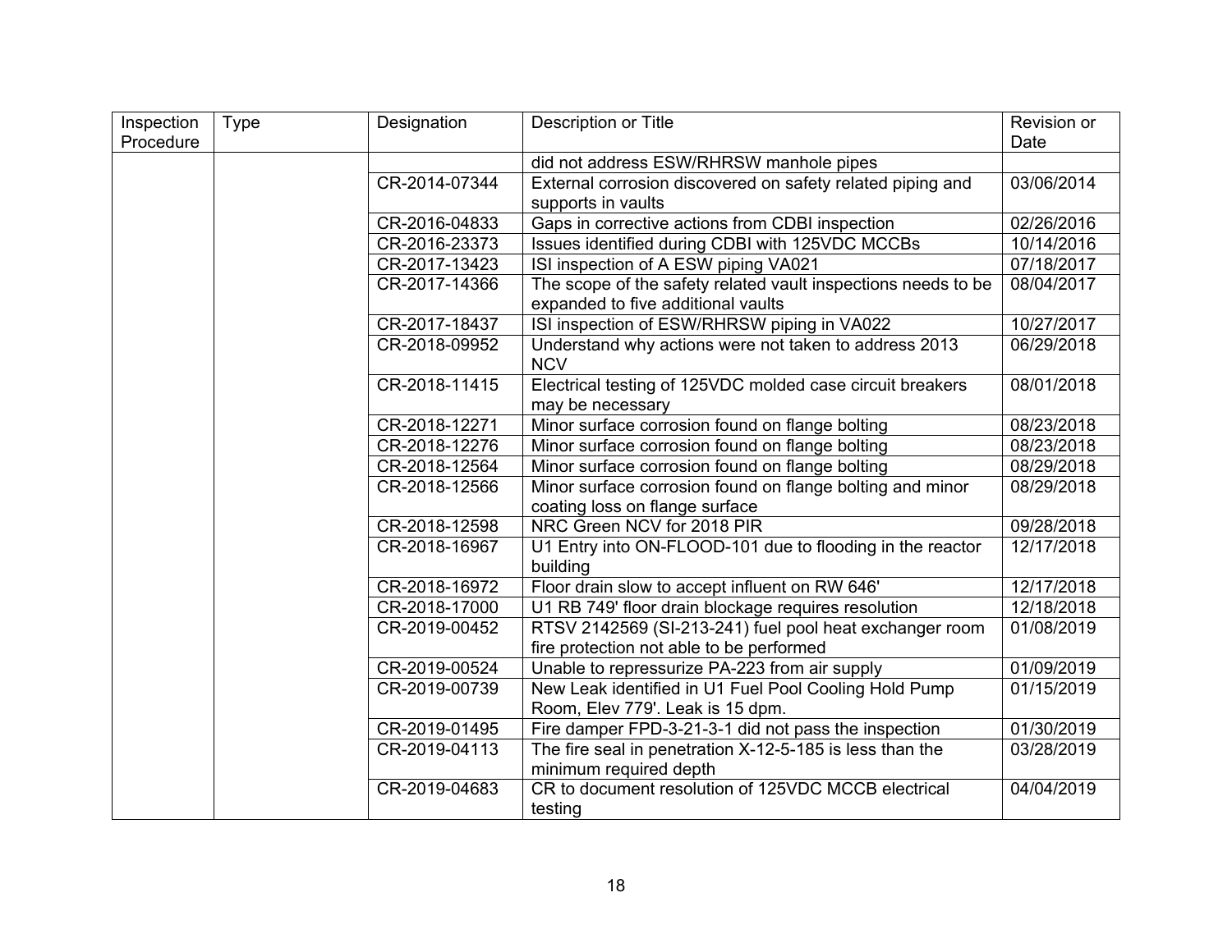| Inspection Procedure | Type | Designation | Description or Title | Revision or Date |
|---|---|---|---|---|
| | | | did not address ESW/RHRSW manhole pipes | |
| | | CR-2014-07344 | External corrosion discovered on safety related piping and supports in vaults | 03/06/2014 |
| | | CR-2016-04833 | Gaps in corrective actions from CDBI inspection | 02/26/2016 |
| | | CR-2016-23373 | Issues identified during CDBI with 125VDC MCCBs | 10/14/2016 |
| | | CR-2017-13423 | ISI inspection of A ESW piping VA021 | 07/18/2017 |
| | | CR-2017-14366 | The scope of the safety related vault inspections needs to be expanded to five additional vaults | 08/04/2017 |
| | | CR-2017-18437 | ISI inspection of ESW/RHRSW piping in VA022 | 10/27/2017 |
| | | CR-2018-09952 | Understand why actions were not taken to address 2013 NCV | 06/29/2018 |
| | | CR-2018-11415 | Electrical testing of 125VDC molded case circuit breakers may be necessary | 08/01/2018 |
| | | CR-2018-12271 | Minor surface corrosion found on flange bolting | 08/23/2018 |
| | | CR-2018-12276 | Minor surface corrosion found on flange bolting | 08/23/2018 |
| | | CR-2018-12564 | Minor surface corrosion found on flange bolting | 08/29/2018 |
| | | CR-2018-12566 | Minor surface corrosion found on flange bolting and minor coating loss on flange surface | 08/29/2018 |
| | | CR-2018-12598 | NRC Green NCV for 2018 PIR | 09/28/2018 |
| | | CR-2018-16967 | U1 Entry into ON-FLOOD-101 due to flooding in the reactor building | 12/17/2018 |
| | | CR-2018-16972 | Floor drain slow to accept influent on RW 646' | 12/17/2018 |
| | | CR-2018-17000 | U1 RB 749' floor drain blockage requires resolution | 12/18/2018 |
| | | CR-2019-00452 | RTSV 2142569 (SI-213-241) fuel pool heat exchanger room fire protection not able to be performed | 01/08/2019 |
| | | CR-2019-00524 | Unable to repressurize PA-223 from air supply | 01/09/2019 |
| | | CR-2019-00739 | New Leak identified in U1 Fuel Pool Cooling Hold Pump Room, Elev 779'. Leak is 15 dpm. | 01/15/2019 |
| | | CR-2019-01495 | Fire damper FPD-3-21-3-1 did not pass the inspection | 01/30/2019 |
| | | CR-2019-04113 | The fire seal in penetration X-12-5-185 is less than the minimum required depth | 03/28/2019 |
| | | CR-2019-04683 | CR to document resolution of 125VDC MCCB electrical testing | 04/04/2019 |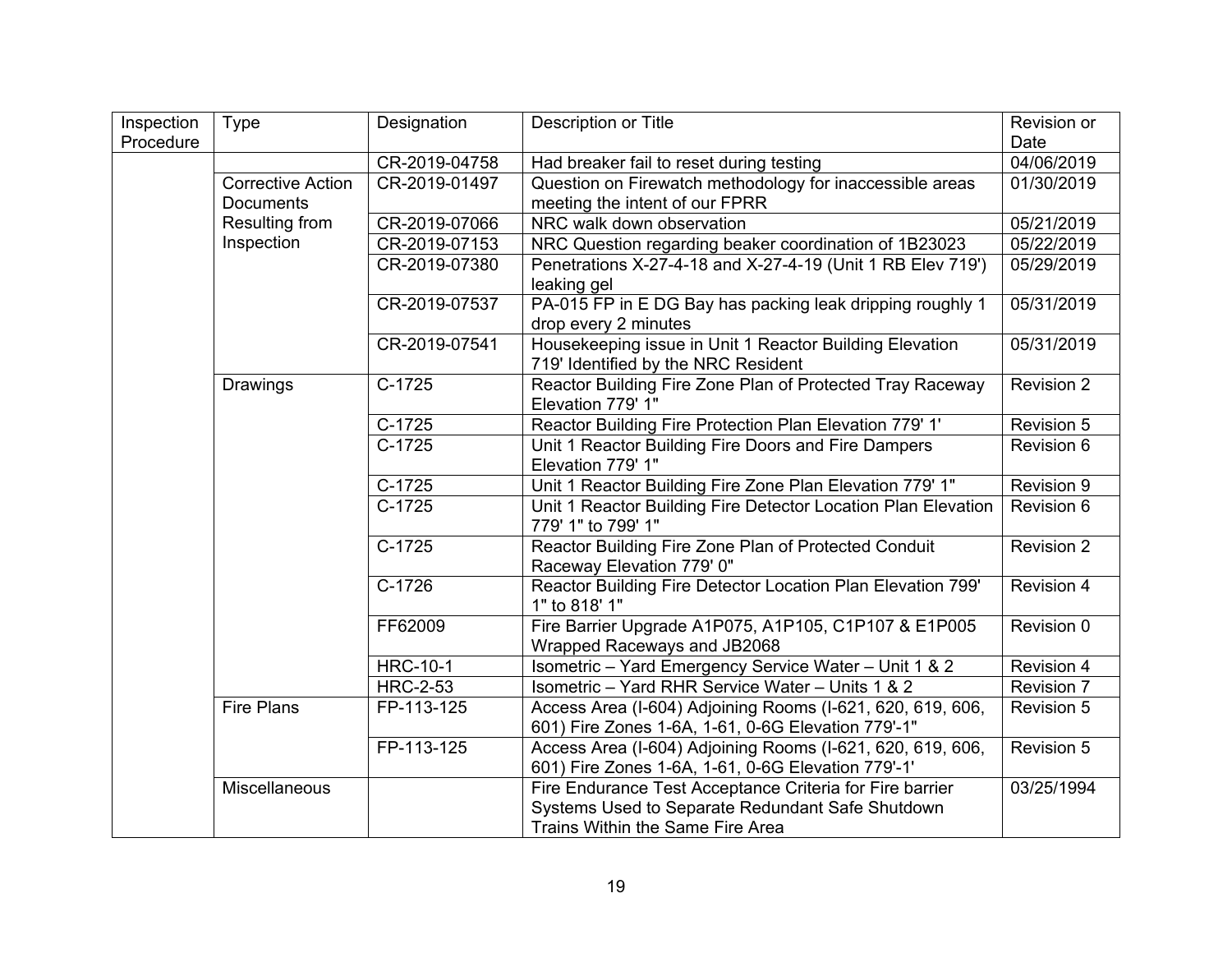| Inspection Procedure | Type | Designation | Description or Title | Revision or Date |
|---|---|---|---|---|
| | | CR-2019-04758 | Had breaker fail to reset during testing | 04/06/2019 |
| | Corrective Action Documents Resulting from Inspection | CR-2019-01497 | Question on Firewatch methodology for inaccessible areas meeting the intent of our FPRR | 01/30/2019 |
| | | CR-2019-07066 | NRC walk down observation | 05/21/2019 |
| | | CR-2019-07153 | NRC Question regarding beaker coordination of 1B23023 | 05/22/2019 |
| | | CR-2019-07380 | Penetrations X-27-4-18 and X-27-4-19 (Unit 1 RB Elev 719') leaking gel | 05/29/2019 |
| | | CR-2019-07537 | PA-015 FP in E DG Bay has packing leak dripping roughly 1 drop every 2 minutes | 05/31/2019 |
| | | CR-2019-07541 | Housekeeping issue in Unit 1 Reactor Building Elevation 719' Identified by the NRC Resident | 05/31/2019 |
| | Drawings | C-1725 | Reactor Building Fire Zone Plan of Protected Tray Raceway Elevation 779' 1" | Revision 2 |
| | | C-1725 | Reactor Building Fire Protection Plan Elevation 779' 1' | Revision 5 |
| | | C-1725 | Unit 1 Reactor Building Fire Doors and Fire Dampers Elevation 779' 1" | Revision 6 |
| | | C-1725 | Unit 1 Reactor Building Fire Zone Plan Elevation 779' 1" | Revision 9 |
| | | C-1725 | Unit 1 Reactor Building Fire Detector Location Plan Elevation 779' 1" to 799' 1" | Revision 6 |
| | | C-1725 | Reactor Building Fire Zone Plan of Protected Conduit Raceway Elevation 779' 0" | Revision 2 |
| | | C-1726 | Reactor Building Fire Detector Location Plan Elevation 799' 1" to 818' 1" | Revision 4 |
| | | FF62009 | Fire Barrier Upgrade A1P075, A1P105, C1P107 & E1P005 Wrapped Raceways and JB2068 | Revision 0 |
| | | HRC-10-1 | Isometric – Yard Emergency Service Water – Unit 1 & 2 | Revision 4 |
| | | HRC-2-53 | Isometric – Yard RHR Service Water – Units 1 & 2 | Revision 7 |
| | Fire Plans | FP-113-125 | Access Area (I-604) Adjoining Rooms (I-621, 620, 619, 606, 601) Fire Zones 1-6A, 1-61, 0-6G Elevation 779'-1" | Revision 5 |
| | | FP-113-125 | Access Area (I-604) Adjoining Rooms (I-621, 620, 619, 606, 601) Fire Zones 1-6A, 1-61, 0-6G Elevation 779'-1' | Revision 5 |
| | Miscellaneous | | Fire Endurance Test Acceptance Criteria for Fire barrier Systems Used to Separate Redundant Safe Shutdown Trains Within the Same Fire Area | 03/25/1994 |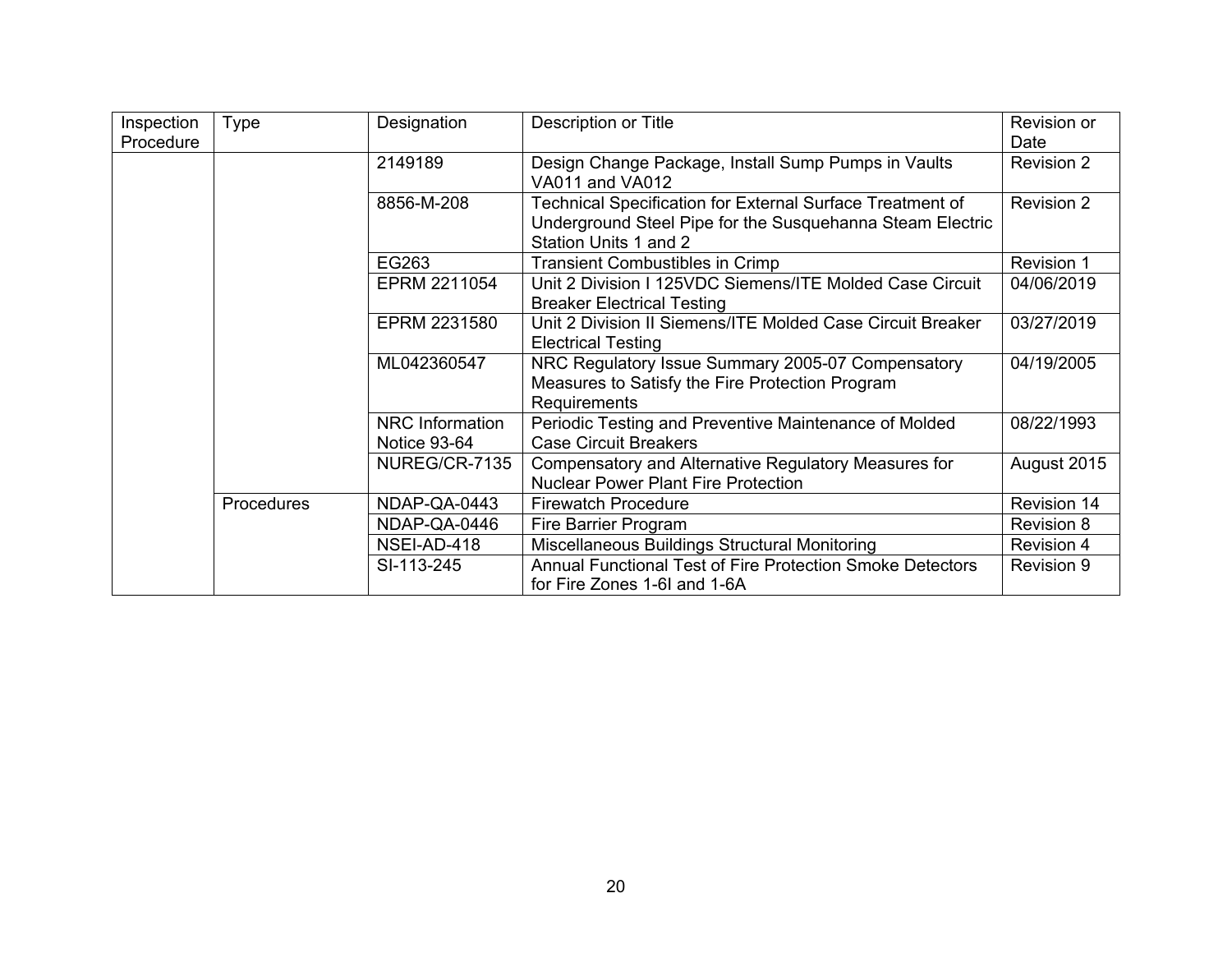| Inspection Procedure | Type | Designation | Description or Title | Revision or Date |
|---|---|---|---|---|
| | | 2149189 | Design Change Package, Install Sump Pumps in Vaults VA011 and VA012 | Revision 2 |
| | | 8856-M-208 | Technical Specification for External Surface Treatment of Underground Steel Pipe for the Susquehanna Steam Electric Station Units 1 and 2 | Revision 2 |
| | | EG263 | Transient Combustibles in Crimp | Revision 1 |
| | | EPRM 2211054 | Unit 2 Division I 125VDC Siemens/ITE Molded Case Circuit Breaker Electrical Testing | 04/06/2019 |
| | | EPRM 2231580 | Unit 2 Division II Siemens/ITE Molded Case Circuit Breaker Electrical Testing | 03/27/2019 |
| | | ML042360547 | NRC Regulatory Issue Summary 2005-07 Compensatory Measures to Satisfy the Fire Protection Program Requirements | 04/19/2005 |
| | | NRC Information Notice 93-64 | Periodic Testing and Preventive Maintenance of Molded Case Circuit Breakers | 08/22/1993 |
| | | NUREG/CR-7135 | Compensatory and Alternative Regulatory Measures for Nuclear Power Plant Fire Protection | August 2015 |
| | Procedures | NDAP-QA-0443 | Firewatch Procedure | Revision 14 |
| | | NDAP-QA-0446 | Fire Barrier Program | Revision 8 |
| | | NSEI-AD-418 | Miscellaneous Buildings Structural Monitoring | Revision 4 |
| | | SI-113-245 | Annual Functional Test of Fire Protection Smoke Detectors for Fire Zones 1-6I and 1-6A | Revision 9 |